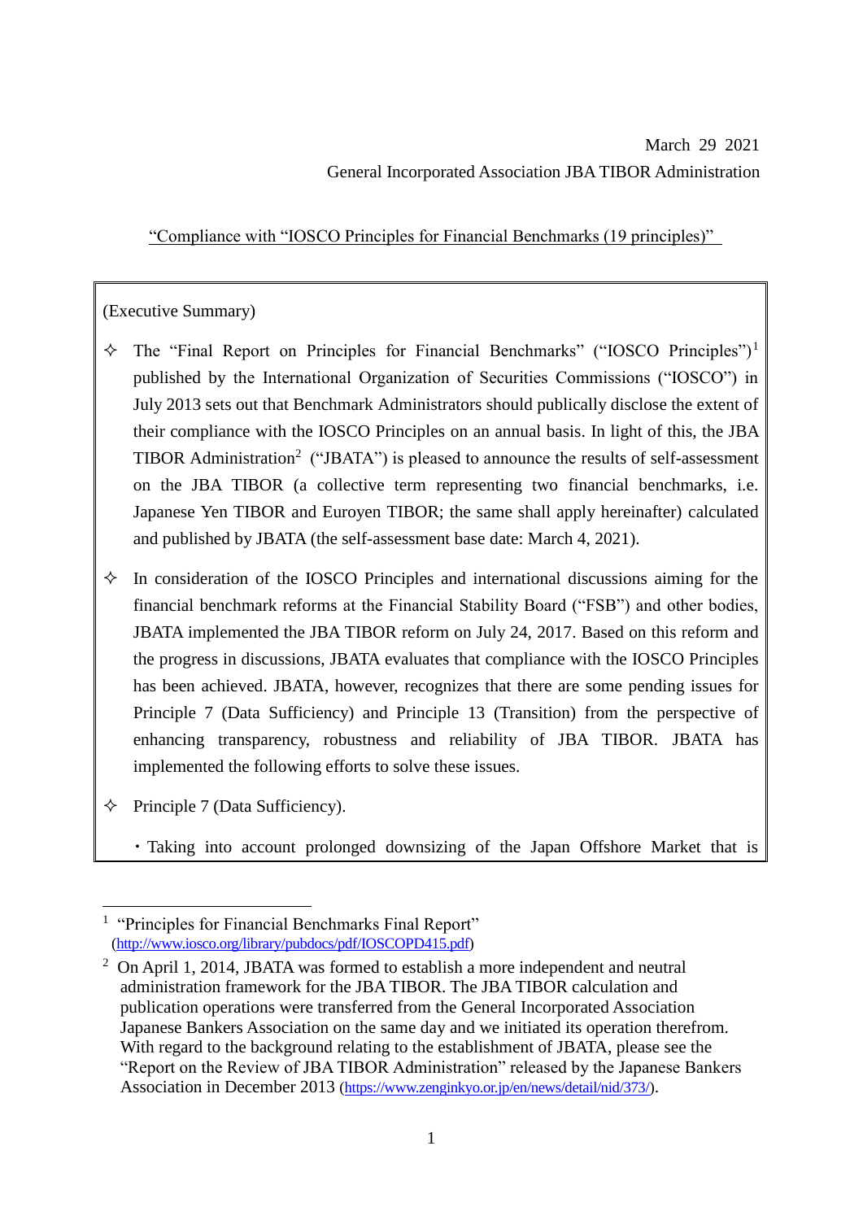March 29 2021

General Incorporated Association JBA TIBOR Administration

"Compliance with "IOSCO Principles for Financial Benchmarks (19 principles)"

(Executive Summary)

- ✧ The "Final Report on Principles for Financial Benchmarks" ("IOSCO Principles")[1] published by the International Organization of Securities Commissions ("IOSCO") in July 2013 sets out that Benchmark Administrators should publically disclose the extent of their compliance with the IOSCO Principles on an annual basis. In light of this, the JBA TIBOR Administration[2] ("JBATA") is pleased to announce the results of self-assessment on the JBA TIBOR (a collective term representing two financial benchmarks, i.e. Japanese Yen TIBOR and Euroyen TIBOR; the same shall apply hereinafter) calculated and published by JBATA (the self-assessment base date: March 4, 2021).

- ✧ In consideration of the IOSCO Principles and international discussions aiming for the financial benchmark reforms at the Financial Stability Board ("FSB") and other bodies, JBATA implemented the JBA TIBOR reform on July 24, 2017. Based on this reform and the progress in discussions, JBATA evaluates that compliance with the IOSCO Principles has been achieved. JBATA, however, recognizes that there are some pending issues for Principle 7 (Data Sufficiency) and Principle 13 (Transition) from the perspective of enhancing transparency, robustness and reliability of JBA TIBOR. JBATA has implemented the following efforts to solve these issues.

- ✧ Principle 7 (Data Sufficiency).

  ・Taking into account prolonged downsizing of the Japan Offshore Market that is

---

[1] "Principles for Financial Benchmarks Final Report" (http://www.iosco.org/library/pubdocs/pdf/IOSCOPD415.pdf)

[2] On April 1, 2014, JBATA was formed to establish a more independent and neutral administration framework for the JBA TIBOR. The JBA TIBOR calculation and publication operations were transferred from the General Incorporated Association Japanese Bankers Association on the same day and we initiated its operation therefrom. With regard to the background relating to the establishment of JBATA, please see the "Report on the Review of JBA TIBOR Administration" released by the Japanese Bankers Association in December 2013 (https://www.zenginkyo.or.jp/en/news/detail/nid/373/).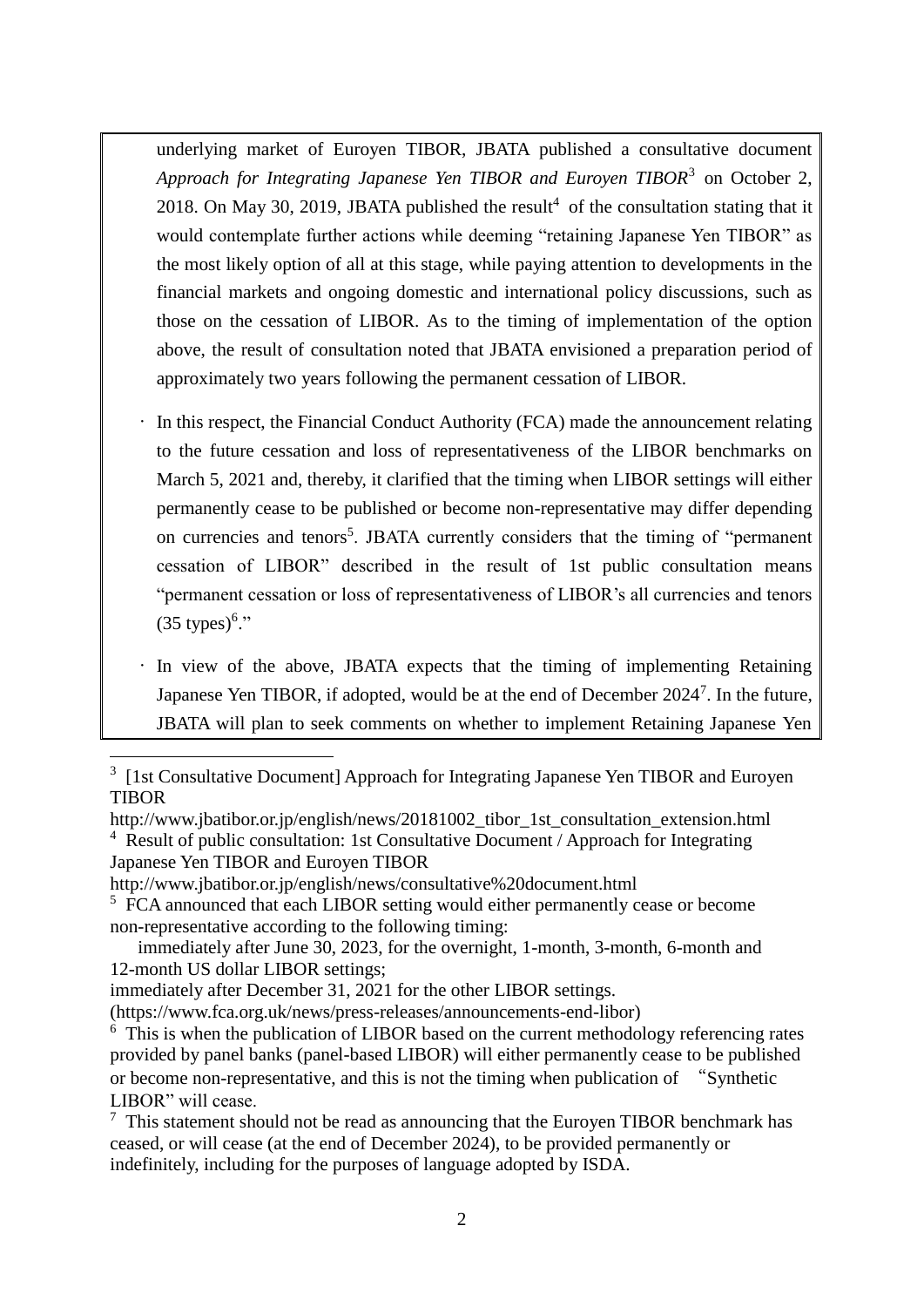underlying market of Euroyen TIBOR, JBATA published a consultative document *Approach for Integrating Japanese Yen TIBOR and Euroyen TIBOR*[3] on October 2, 2018. On May 30, 2019, JBATA published the result[4] of the consultation stating that it would contemplate further actions while deeming "retaining Japanese Yen TIBOR" as the most likely option of all at this stage, while paying attention to developments in the financial markets and ongoing domestic and international policy discussions, such as those on the cessation of LIBOR. As to the timing of implementation of the option above, the result of consultation noted that JBATA envisioned a preparation period of approximately two years following the permanent cessation of LIBOR.

- In this respect, the Financial Conduct Authority (FCA) made the announcement relating to the future cessation and loss of representativeness of the LIBOR benchmarks on March 5, 2021 and, thereby, it clarified that the timing when LIBOR settings will either permanently cease to be published or become non-representative may differ depending on currencies and tenors[5]. JBATA currently considers that the timing of "permanent cessation of LIBOR" described in the result of 1st public consultation means "permanent cessation or loss of representativeness of LIBOR's all currencies and tenors (35 types)[6]."

- In view of the above, JBATA expects that the timing of implementing Retaining Japanese Yen TIBOR, if adopted, would be at the end of December 2024[7]. In the future, JBATA will plan to seek comments on whether to implement Retaining Japanese Yen

---

[3] [1st Consultative Document] Approach for Integrating Japanese Yen TIBOR and Euroyen TIBOR
http://www.jbatibor.or.jp/english/news/20181002_tibor_1st_consultation_extension.html

[4] Result of public consultation: 1st Consultative Document / Approach for Integrating Japanese Yen TIBOR and Euroyen TIBOR
http://www.jbatibor.or.jp/english/news/consultative%20document.html

[5] FCA announced that each LIBOR setting would either permanently cease or become non-representative according to the following timing:
immediately after June 30, 2023, for the overnight, 1-month, 3-month, 6-month and 12-month US dollar LIBOR settings;
immediately after December 31, 2021 for the other LIBOR settings.
(https://www.fca.org.uk/news/press-releases/announcements-end-libor)

[6] This is when the publication of LIBOR based on the current methodology referencing rates provided by panel banks (panel-based LIBOR) will either permanently cease to be published or become non-representative, and this is not the timing when publication of "Synthetic LIBOR" will cease.

[7] This statement should not be read as announcing that the Euroyen TIBOR benchmark has ceased, or will cease (at the end of December 2024), to be provided permanently or indefinitely, including for the purposes of language adopted by ISDA.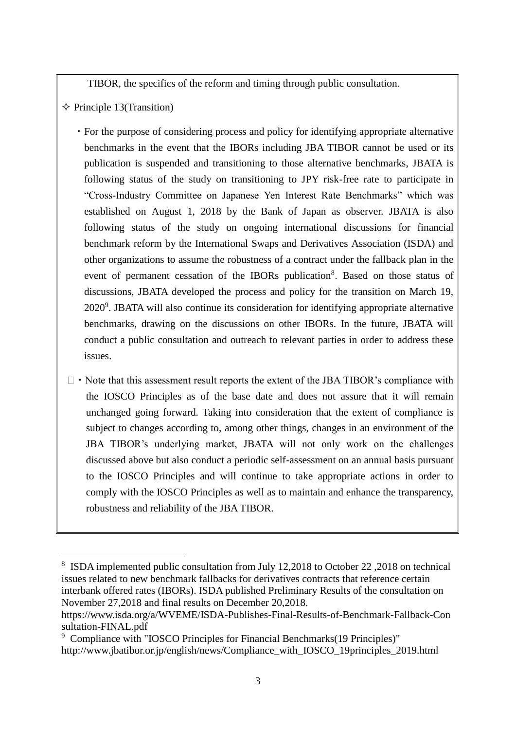TIBOR, the specifics of the reform and timing through public consultation.

✧ Principle 13(Transition)

- For the purpose of considering process and policy for identifying appropriate alternative benchmarks in the event that the IBORs including JBA TIBOR cannot be used or its publication is suspended and transitioning to those alternative benchmarks, JBATA is following status of the study on transitioning to JPY risk-free rate to participate in "Cross-Industry Committee on Japanese Yen Interest Rate Benchmarks" which was established on August 1, 2018 by the Bank of Japan as observer. JBATA is also following status of the study on ongoing international discussions for financial benchmark reform by the International Swaps and Derivatives Association (ISDA) and other organizations to assume the robustness of a contract under the fallback plan in the event of permanent cessation of the IBORs publication[8]. Based on those status of discussions, JBATA developed the process and policy for the transition on March 19, 2020[9]. JBATA will also continue its consideration for identifying appropriate alternative benchmarks, drawing on the discussions on other IBORs. In the future, JBATA will conduct a public consultation and outreach to relevant parties in order to address these issues.

- Note that this assessment result reports the extent of the JBA TIBOR's compliance with the IOSCO Principles as of the base date and does not assure that it will remain unchanged going forward. Taking into consideration that the extent of compliance is subject to changes according to, among other things, changes in an environment of the JBA TIBOR's underlying market, JBATA will not only work on the challenges discussed above but also conduct a periodic self-assessment on an annual basis pursuant to the IOSCO Principles and will continue to take appropriate actions in order to comply with the IOSCO Principles as well as to maintain and enhance the transparency, robustness and reliability of the JBA TIBOR.

---

[8] ISDA implemented public consultation from July 12,2018 to October 22 ,2018 on technical issues related to new benchmark fallbacks for derivatives contracts that reference certain interbank offered rates (IBORs). ISDA published Preliminary Results of the consultation on November 27,2018 and final results on December 20,2018.
https://www.isda.org/a/WVEME/ISDA-Publishes-Final-Results-of-Benchmark-Fallback-Consultation-FINAL.pdf

[9] Compliance with "IOSCO Principles for Financial Benchmarks(19 Principles)"
http://www.jbatibor.or.jp/english/news/Compliance_with_IOSCO_19principles_2019.html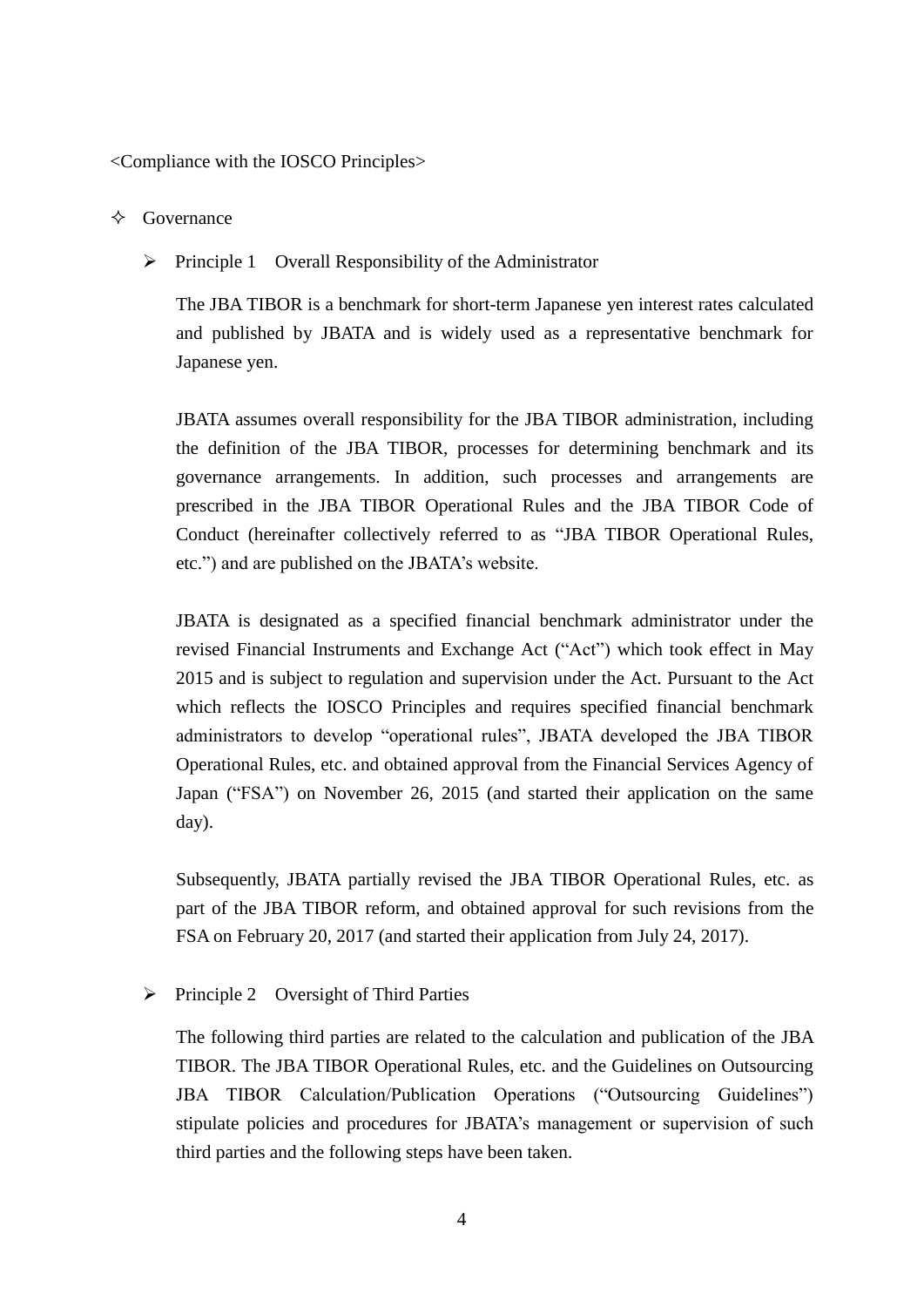<Compliance with the IOSCO Principles>

## ✧ Governance

### ➢ Principle 1　Overall Responsibility of the Administrator

The JBA TIBOR is a benchmark for short-term Japanese yen interest rates calculated and published by JBATA and is widely used as a representative benchmark for Japanese yen.

JBATA assumes overall responsibility for the JBA TIBOR administration, including the definition of the JBA TIBOR, processes for determining benchmark and its governance arrangements. In addition, such processes and arrangements are prescribed in the JBA TIBOR Operational Rules and the JBA TIBOR Code of Conduct (hereinafter collectively referred to as "JBA TIBOR Operational Rules, etc.") and are published on the JBATA's website.

JBATA is designated as a specified financial benchmark administrator under the revised Financial Instruments and Exchange Act ("Act") which took effect in May 2015 and is subject to regulation and supervision under the Act. Pursuant to the Act which reflects the IOSCO Principles and requires specified financial benchmark administrators to develop "operational rules", JBATA developed the JBA TIBOR Operational Rules, etc. and obtained approval from the Financial Services Agency of Japan ("FSA") on November 26, 2015 (and started their application on the same day).

Subsequently, JBATA partially revised the JBA TIBOR Operational Rules, etc. as part of the JBA TIBOR reform, and obtained approval for such revisions from the FSA on February 20, 2017 (and started their application from July 24, 2017).

### ➢ Principle 2　Oversight of Third Parties

The following third parties are related to the calculation and publication of the JBA TIBOR. The JBA TIBOR Operational Rules, etc. and the Guidelines on Outsourcing JBA TIBOR Calculation/Publication Operations ("Outsourcing Guidelines") stipulate policies and procedures for JBATA's management or supervision of such third parties and the following steps have been taken.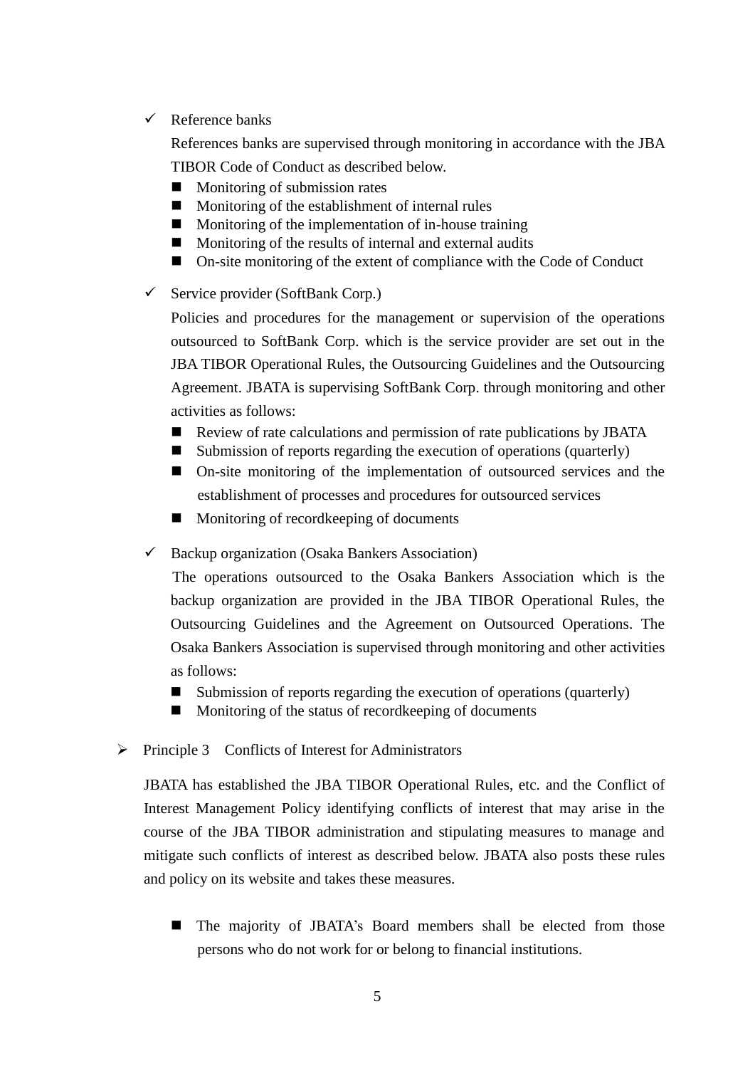- ✓ Reference banks

  References banks are supervised through monitoring in accordance with the JBA TIBOR Code of Conduct as described below.

  - Monitoring of submission rates
  - Monitoring of the establishment of internal rules
  - Monitoring of the implementation of in-house training
  - Monitoring of the results of internal and external audits
  - On-site monitoring of the extent of compliance with the Code of Conduct

- ✓ Service provider (SoftBank Corp.)

  Policies and procedures for the management or supervision of the operations outsourced to SoftBank Corp. which is the service provider are set out in the JBA TIBOR Operational Rules, the Outsourcing Guidelines and the Outsourcing Agreement. JBATA is supervising SoftBank Corp. through monitoring and other activities as follows:

  - Review of rate calculations and permission of rate publications by JBATA
  - Submission of reports regarding the execution of operations (quarterly)
  - On-site monitoring of the implementation of outsourced services and the establishment of processes and procedures for outsourced services
  - Monitoring of recordkeeping of documents

- ✓ Backup organization (Osaka Bankers Association)

  The operations outsourced to the Osaka Bankers Association which is the backup organization are provided in the JBA TIBOR Operational Rules, the Outsourcing Guidelines and the Agreement on Outsourced Operations. The Osaka Bankers Association is supervised through monitoring and other activities as follows:

  - Submission of reports regarding the execution of operations (quarterly)
  - Monitoring of the status of recordkeeping of documents

➢ Principle 3　Conflicts of Interest for Administrators

JBATA has established the JBA TIBOR Operational Rules, etc. and the Conflict of Interest Management Policy identifying conflicts of interest that may arise in the course of the JBA TIBOR administration and stipulating measures to manage and mitigate such conflicts of interest as described below. JBATA also posts these rules and policy on its website and takes these measures.

- The majority of JBATA's Board members shall be elected from those persons who do not work for or belong to financial institutions.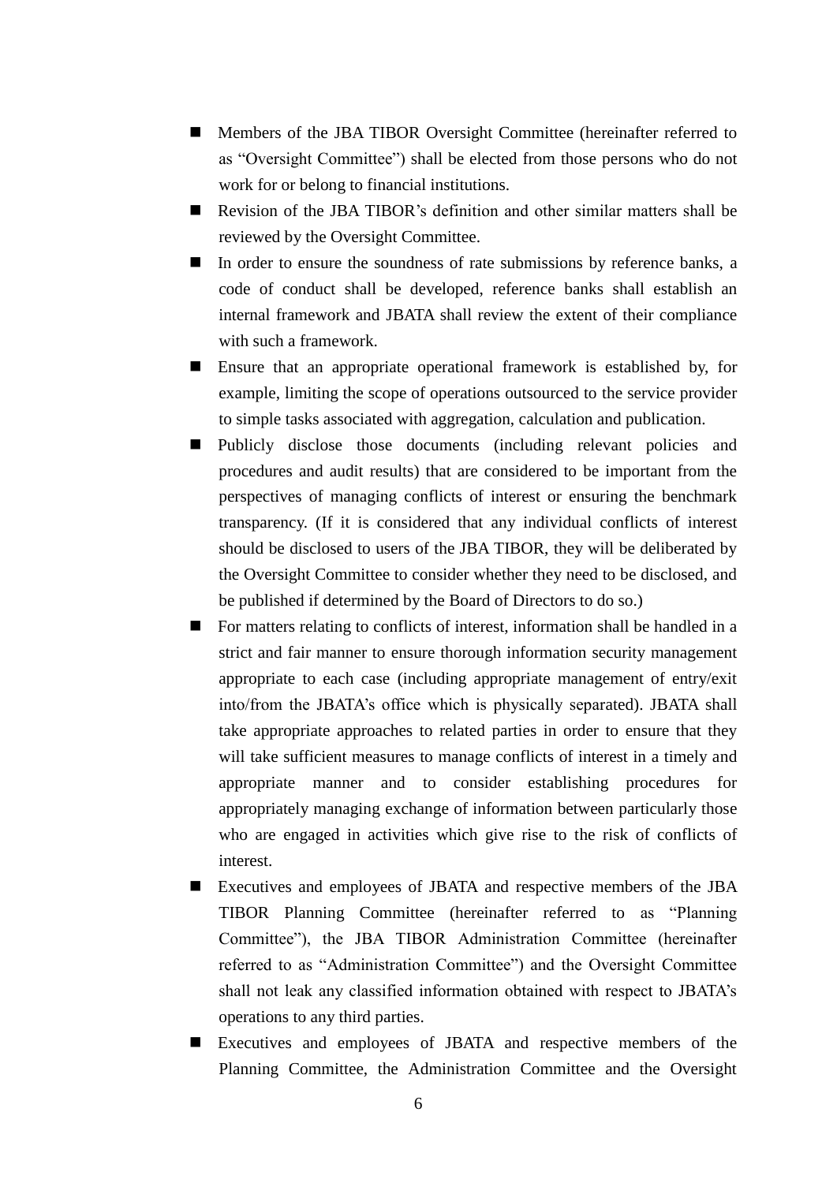- Members of the JBA TIBOR Oversight Committee (hereinafter referred to as "Oversight Committee") shall be elected from those persons who do not work for or belong to financial institutions.
- Revision of the JBA TIBOR's definition and other similar matters shall be reviewed by the Oversight Committee.
- In order to ensure the soundness of rate submissions by reference banks, a code of conduct shall be developed, reference banks shall establish an internal framework and JBATA shall review the extent of their compliance with such a framework.
- Ensure that an appropriate operational framework is established by, for example, limiting the scope of operations outsourced to the service provider to simple tasks associated with aggregation, calculation and publication.
- Publicly disclose those documents (including relevant policies and procedures and audit results) that are considered to be important from the perspectives of managing conflicts of interest or ensuring the benchmark transparency. (If it is considered that any individual conflicts of interest should be disclosed to users of the JBA TIBOR, they will be deliberated by the Oversight Committee to consider whether they need to be disclosed, and be published if determined by the Board of Directors to do so.)
- For matters relating to conflicts of interest, information shall be handled in a strict and fair manner to ensure thorough information security management appropriate to each case (including appropriate management of entry/exit into/from the JBATA's office which is physically separated). JBATA shall take appropriate approaches to related parties in order to ensure that they will take sufficient measures to manage conflicts of interest in a timely and appropriate manner and to consider establishing procedures for appropriately managing exchange of information between particularly those who are engaged in activities which give rise to the risk of conflicts of interest.
- Executives and employees of JBATA and respective members of the JBA TIBOR Planning Committee (hereinafter referred to as "Planning Committee"), the JBA TIBOR Administration Committee (hereinafter referred to as "Administration Committee") and the Oversight Committee shall not leak any classified information obtained with respect to JBATA's operations to any third parties.
- Executives and employees of JBATA and respective members of the Planning Committee, the Administration Committee and the Oversight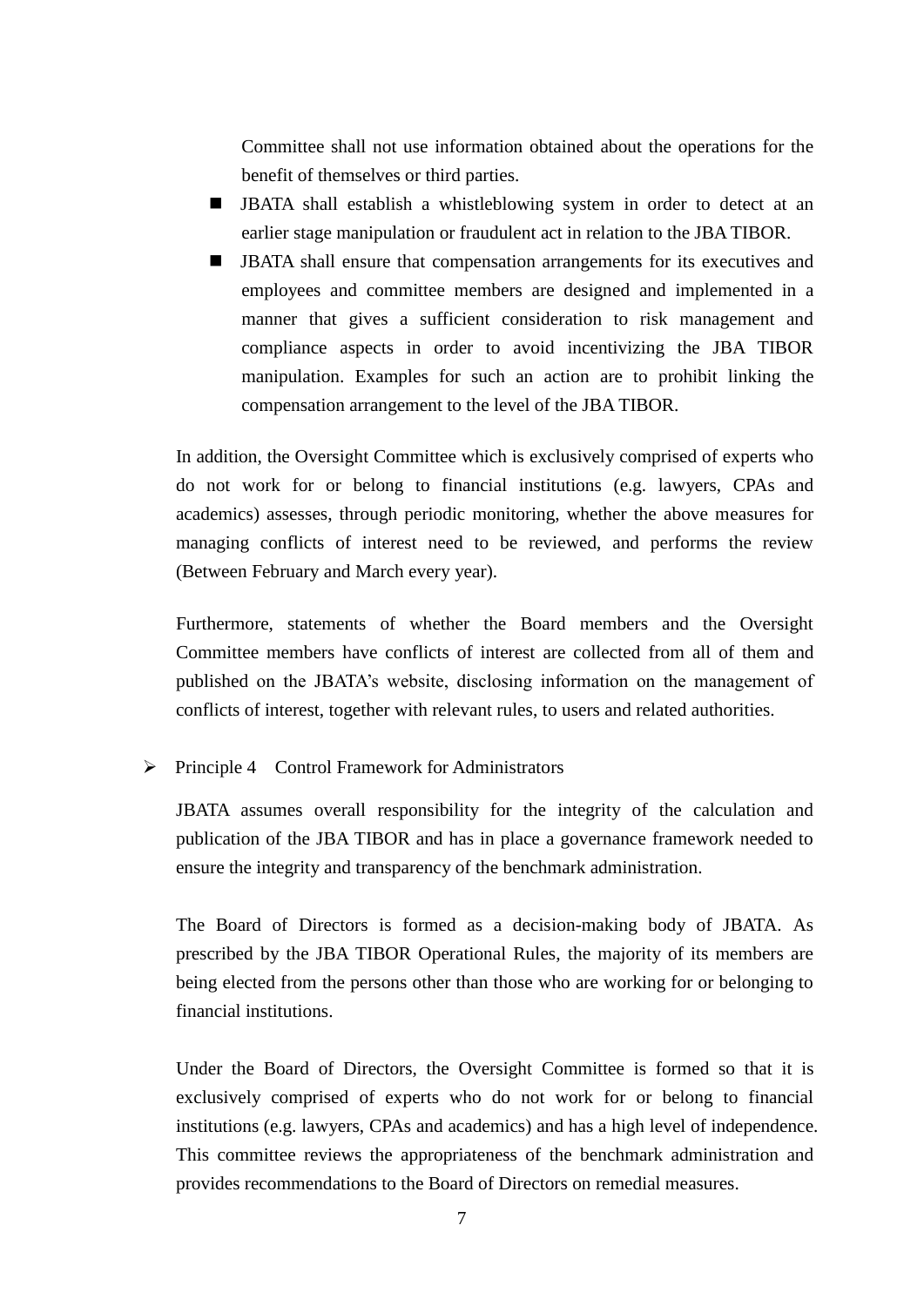Committee shall not use information obtained about the operations for the benefit of themselves or third parties.

- JBATA shall establish a whistleblowing system in order to detect at an earlier stage manipulation or fraudulent act in relation to the JBA TIBOR.
- JBATA shall ensure that compensation arrangements for its executives and employees and committee members are designed and implemented in a manner that gives a sufficient consideration to risk management and compliance aspects in order to avoid incentivizing the JBA TIBOR manipulation. Examples for such an action are to prohibit linking the compensation arrangement to the level of the JBA TIBOR.

In addition, the Oversight Committee which is exclusively comprised of experts who do not work for or belong to financial institutions (e.g. lawyers, CPAs and academics) assesses, through periodic monitoring, whether the above measures for managing conflicts of interest need to be reviewed, and performs the review (Between February and March every year).

Furthermore, statements of whether the Board members and the Oversight Committee members have conflicts of interest are collected from all of them and published on the JBATA's website, disclosing information on the management of conflicts of interest, together with relevant rules, to users and related authorities.

- Principle 4 Control Framework for Administrators

JBATA assumes overall responsibility for the integrity of the calculation and publication of the JBA TIBOR and has in place a governance framework needed to ensure the integrity and transparency of the benchmark administration.

The Board of Directors is formed as a decision-making body of JBATA. As prescribed by the JBA TIBOR Operational Rules, the majority of its members are being elected from the persons other than those who are working for or belonging to financial institutions.

Under the Board of Directors, the Oversight Committee is formed so that it is exclusively comprised of experts who do not work for or belong to financial institutions (e.g. lawyers, CPAs and academics) and has a high level of independence. This committee reviews the appropriateness of the benchmark administration and provides recommendations to the Board of Directors on remedial measures.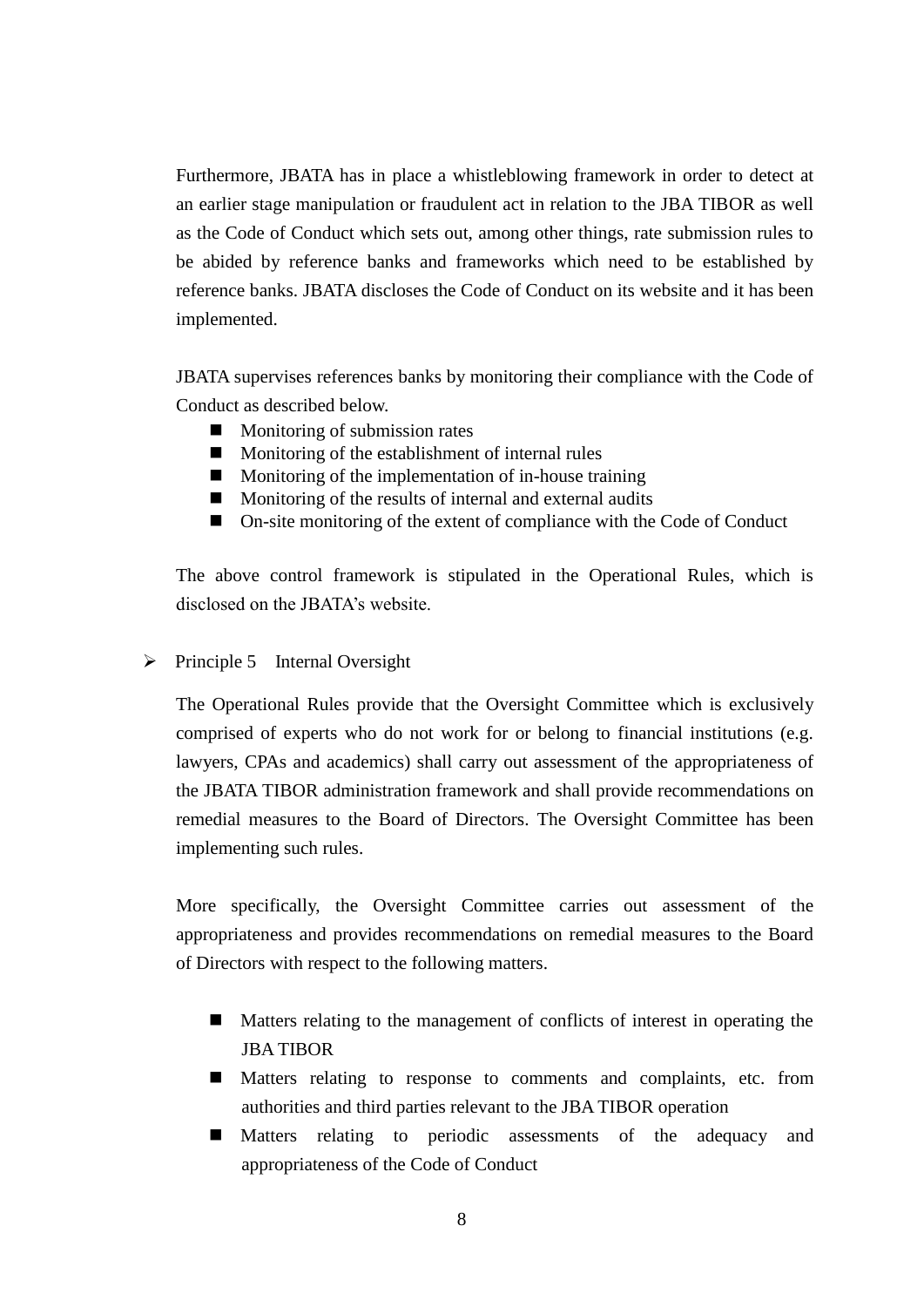Furthermore, JBATA has in place a whistleblowing framework in order to detect at an earlier stage manipulation or fraudulent act in relation to the JBA TIBOR as well as the Code of Conduct which sets out, among other things, rate submission rules to be abided by reference banks and frameworks which need to be established by reference banks. JBATA discloses the Code of Conduct on its website and it has been implemented.

JBATA supervises references banks by monitoring their compliance with the Code of Conduct as described below.

- Monitoring of submission rates
- Monitoring of the establishment of internal rules
- Monitoring of the implementation of in-house training
- Monitoring of the results of internal and external audits
- On-site monitoring of the extent of compliance with the Code of Conduct

The above control framework is stipulated in the Operational Rules, which is disclosed on the JBATA's website.

- Principle 5　Internal Oversight

The Operational Rules provide that the Oversight Committee which is exclusively comprised of experts who do not work for or belong to financial institutions (e.g. lawyers, CPAs and academics) shall carry out assessment of the appropriateness of the JBATA TIBOR administration framework and shall provide recommendations on remedial measures to the Board of Directors. The Oversight Committee has been implementing such rules.

More specifically, the Oversight Committee carries out assessment of the appropriateness and provides recommendations on remedial measures to the Board of Directors with respect to the following matters.

- Matters relating to the management of conflicts of interest in operating the JBA TIBOR
- Matters relating to response to comments and complaints, etc. from authorities and third parties relevant to the JBA TIBOR operation
- Matters relating to periodic assessments of the adequacy and appropriateness of the Code of Conduct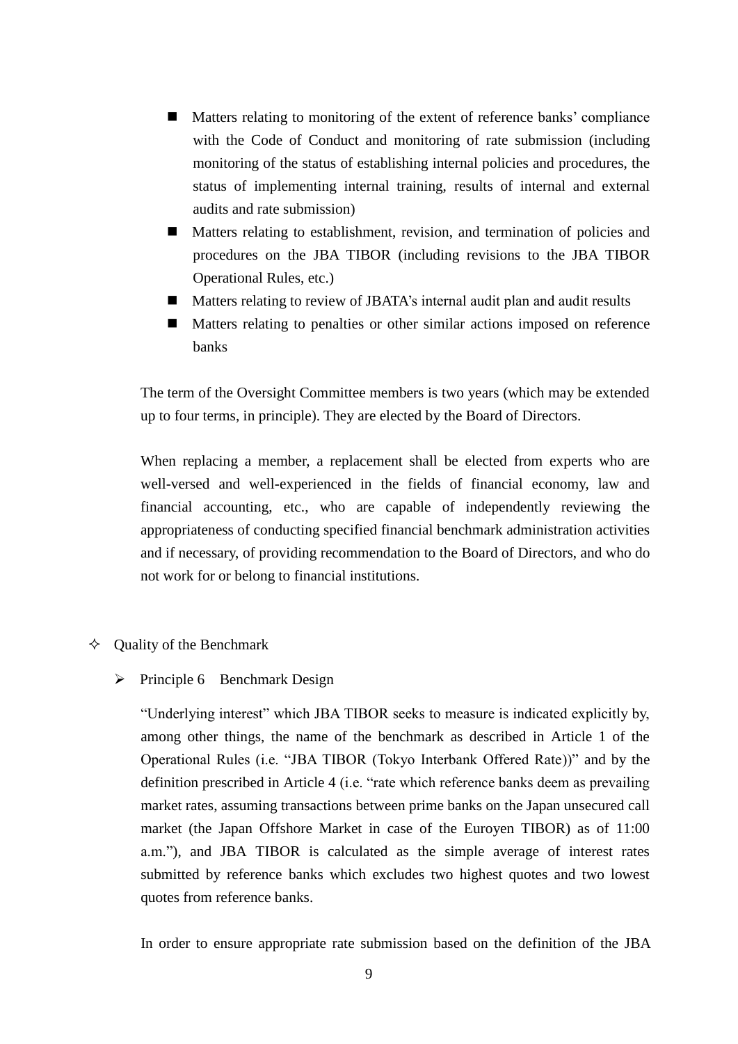- Matters relating to monitoring of the extent of reference banks' compliance with the Code of Conduct and monitoring of rate submission (including monitoring of the status of establishing internal policies and procedures, the status of implementing internal training, results of internal and external audits and rate submission)
- Matters relating to establishment, revision, and termination of policies and procedures on the JBA TIBOR (including revisions to the JBA TIBOR Operational Rules, etc.)
- Matters relating to review of JBATA's internal audit plan and audit results
- Matters relating to penalties or other similar actions imposed on reference banks

The term of the Oversight Committee members is two years (which may be extended up to four terms, in principle). They are elected by the Board of Directors.

When replacing a member, a replacement shall be elected from experts who are well-versed and well-experienced in the fields of financial economy, law and financial accounting, etc., who are capable of independently reviewing the appropriateness of conducting specified financial benchmark administration activities and if necessary, of providing recommendation to the Board of Directors, and who do not work for or belong to financial institutions.

## ✧ Quality of the Benchmark

### ➢ Principle 6　Benchmark Design

"Underlying interest" which JBA TIBOR seeks to measure is indicated explicitly by, among other things, the name of the benchmark as described in Article 1 of the Operational Rules (i.e. "JBA TIBOR (Tokyo Interbank Offered Rate))" and by the definition prescribed in Article 4 (i.e. "rate which reference banks deem as prevailing market rates, assuming transactions between prime banks on the Japan unsecured call market (the Japan Offshore Market in case of the Euroyen TIBOR) as of 11:00 a.m."), and JBA TIBOR is calculated as the simple average of interest rates submitted by reference banks which excludes two highest quotes and two lowest quotes from reference banks.

In order to ensure appropriate rate submission based on the definition of the JBA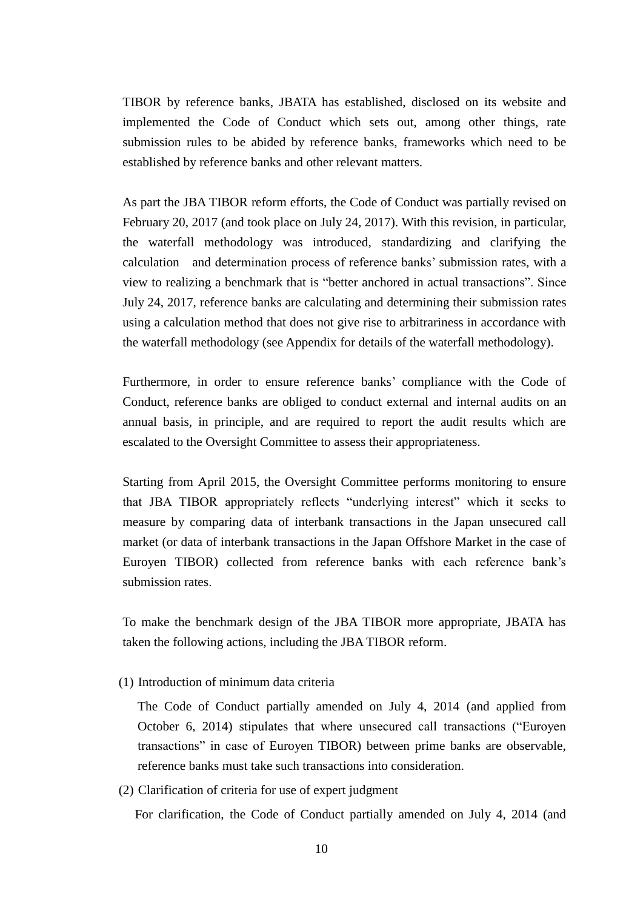TIBOR by reference banks, JBATA has established, disclosed on its website and implemented the Code of Conduct which sets out, among other things, rate submission rules to be abided by reference banks, frameworks which need to be established by reference banks and other relevant matters.

As part the JBA TIBOR reform efforts, the Code of Conduct was partially revised on February 20, 2017 (and took place on July 24, 2017). With this revision, in particular, the waterfall methodology was introduced, standardizing and clarifying the calculation and determination process of reference banks' submission rates, with a view to realizing a benchmark that is "better anchored in actual transactions". Since July 24, 2017, reference banks are calculating and determining their submission rates using a calculation method that does not give rise to arbitrariness in accordance with the waterfall methodology (see Appendix for details of the waterfall methodology).

Furthermore, in order to ensure reference banks' compliance with the Code of Conduct, reference banks are obliged to conduct external and internal audits on an annual basis, in principle, and are required to report the audit results which are escalated to the Oversight Committee to assess their appropriateness.

Starting from April 2015, the Oversight Committee performs monitoring to ensure that JBA TIBOR appropriately reflects "underlying interest" which it seeks to measure by comparing data of interbank transactions in the Japan unsecured call market (or data of interbank transactions in the Japan Offshore Market in the case of Euroyen TIBOR) collected from reference banks with each reference bank's submission rates.

To make the benchmark design of the JBA TIBOR more appropriate, JBATA has taken the following actions, including the JBA TIBOR reform.

(1) Introduction of minimum data criteria

The Code of Conduct partially amended on July 4, 2014 (and applied from October 6, 2014) stipulates that where unsecured call transactions ("Euroyen transactions" in case of Euroyen TIBOR) between prime banks are observable, reference banks must take such transactions into consideration.

(2) Clarification of criteria for use of expert judgment

For clarification, the Code of Conduct partially amended on July 4, 2014 (and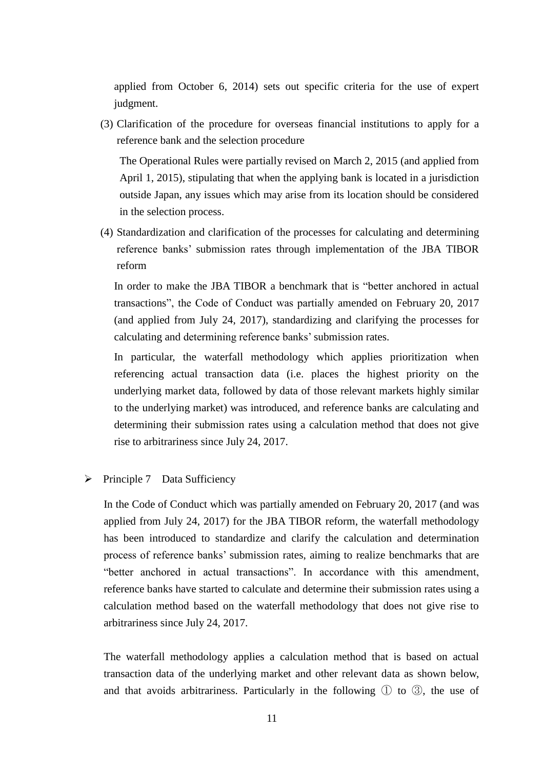applied from October 6, 2014) sets out specific criteria for the use of expert judgment.

(3) Clarification of the procedure for overseas financial institutions to apply for a reference bank and the selection procedure

The Operational Rules were partially revised on March 2, 2015 (and applied from April 1, 2015), stipulating that when the applying bank is located in a jurisdiction outside Japan, any issues which may arise from its location should be considered in the selection process.

(4) Standardization and clarification of the processes for calculating and determining reference banks' submission rates through implementation of the JBA TIBOR reform

In order to make the JBA TIBOR a benchmark that is "better anchored in actual transactions", the Code of Conduct was partially amended on February 20, 2017 (and applied from July 24, 2017), standardizing and clarifying the processes for calculating and determining reference banks' submission rates.

In particular, the waterfall methodology which applies prioritization when referencing actual transaction data (i.e. places the highest priority on the underlying market data, followed by data of those relevant markets highly similar to the underlying market) was introduced, and reference banks are calculating and determining their submission rates using a calculation method that does not give rise to arbitrariness since July 24, 2017.

- Principle 7　Data Sufficiency

In the Code of Conduct which was partially amended on February 20, 2017 (and was applied from July 24, 2017) for the JBA TIBOR reform, the waterfall methodology has been introduced to standardize and clarify the calculation and determination process of reference banks' submission rates, aiming to realize benchmarks that are "better anchored in actual transactions". In accordance with this amendment, reference banks have started to calculate and determine their submission rates using a calculation method based on the waterfall methodology that does not give rise to arbitrariness since July 24, 2017.

The waterfall methodology applies a calculation method that is based on actual transaction data of the underlying market and other relevant data as shown below, and that avoids arbitrariness. Particularly in the following ① to ③, the use of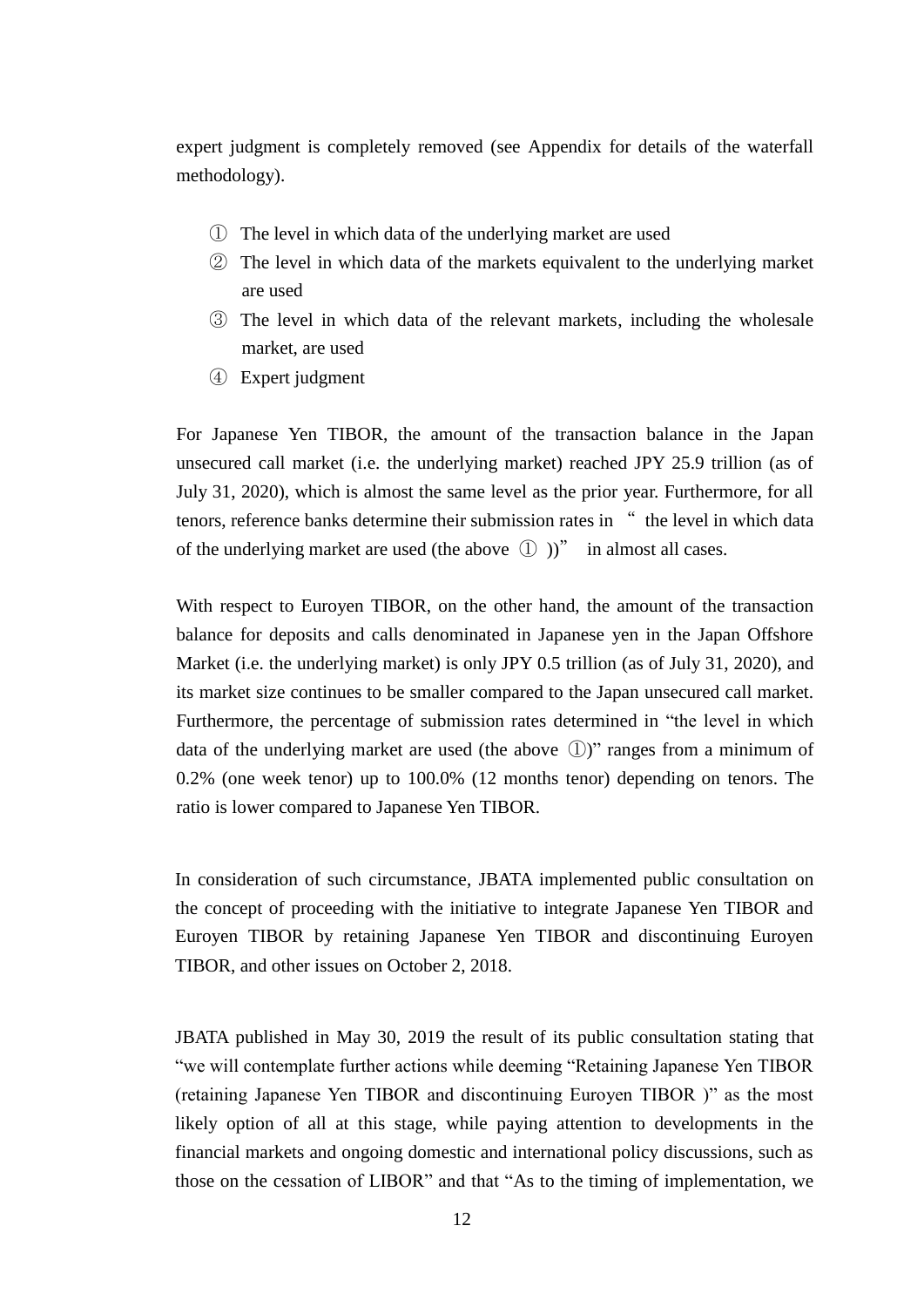expert judgment is completely removed (see Appendix for details of the waterfall methodology).

① The level in which data of the underlying market are used
② The level in which data of the markets equivalent to the underlying market are used
③ The level in which data of the relevant markets, including the wholesale market, are used
④ Expert judgment

For Japanese Yen TIBOR, the amount of the transaction balance in the Japan unsecured call market (i.e. the underlying market) reached JPY 25.9 trillion (as of July 31, 2020), which is almost the same level as the prior year. Furthermore, for all tenors, reference banks determine their submission rates in " the level in which data of the underlying market are used (the above ① ))" in almost all cases.

With respect to Euroyen TIBOR, on the other hand, the amount of the transaction balance for deposits and calls denominated in Japanese yen in the Japan Offshore Market (i.e. the underlying market) is only JPY 0.5 trillion (as of July 31, 2020), and its market size continues to be smaller compared to the Japan unsecured call market. Furthermore, the percentage of submission rates determined in "the level in which data of the underlying market are used (the above ①)" ranges from a minimum of 0.2% (one week tenor) up to 100.0% (12 months tenor) depending on tenors. The ratio is lower compared to Japanese Yen TIBOR.

In consideration of such circumstance, JBATA implemented public consultation on the concept of proceeding with the initiative to integrate Japanese Yen TIBOR and Euroyen TIBOR by retaining Japanese Yen TIBOR and discontinuing Euroyen TIBOR, and other issues on October 2, 2018.

JBATA published in May 30, 2019 the result of its public consultation stating that "we will contemplate further actions while deeming "Retaining Japanese Yen TIBOR (retaining Japanese Yen TIBOR and discontinuing Euroyen TIBOR )" as the most likely option of all at this stage, while paying attention to developments in the financial markets and ongoing domestic and international policy discussions, such as those on the cessation of LIBOR" and that "As to the timing of implementation, we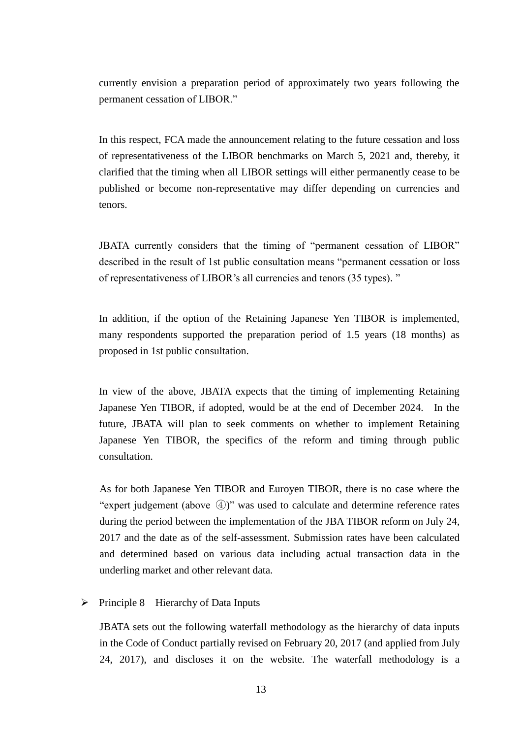currently envision a preparation period of approximately two years following the permanent cessation of LIBOR."

In this respect, FCA made the announcement relating to the future cessation and loss of representativeness of the LIBOR benchmarks on March 5, 2021 and, thereby, it clarified that the timing when all LIBOR settings will either permanently cease to be published or become non-representative may differ depending on currencies and tenors.

JBATA currently considers that the timing of "permanent cessation of LIBOR" described in the result of 1st public consultation means "permanent cessation or loss of representativeness of LIBOR's all currencies and tenors (35 types). "

In addition, if the option of the Retaining Japanese Yen TIBOR is implemented, many respondents supported the preparation period of 1.5 years (18 months) as proposed in 1st public consultation.

In view of the above, JBATA expects that the timing of implementing Retaining Japanese Yen TIBOR, if adopted, would be at the end of December 2024. In the future, JBATA will plan to seek comments on whether to implement Retaining Japanese Yen TIBOR, the specifics of the reform and timing through public consultation.

As for both Japanese Yen TIBOR and Euroyen TIBOR, there is no case where the "expert judgement (above ④)" was used to calculate and determine reference rates during the period between the implementation of the JBA TIBOR reform on July 24, 2017 and the date as of the self-assessment. Submission rates have been calculated and determined based on various data including actual transaction data in the underling market and other relevant data.

- Principle 8　Hierarchy of Data Inputs

JBATA sets out the following waterfall methodology as the hierarchy of data inputs in the Code of Conduct partially revised on February 20, 2017 (and applied from July 24, 2017), and discloses it on the website. The waterfall methodology is a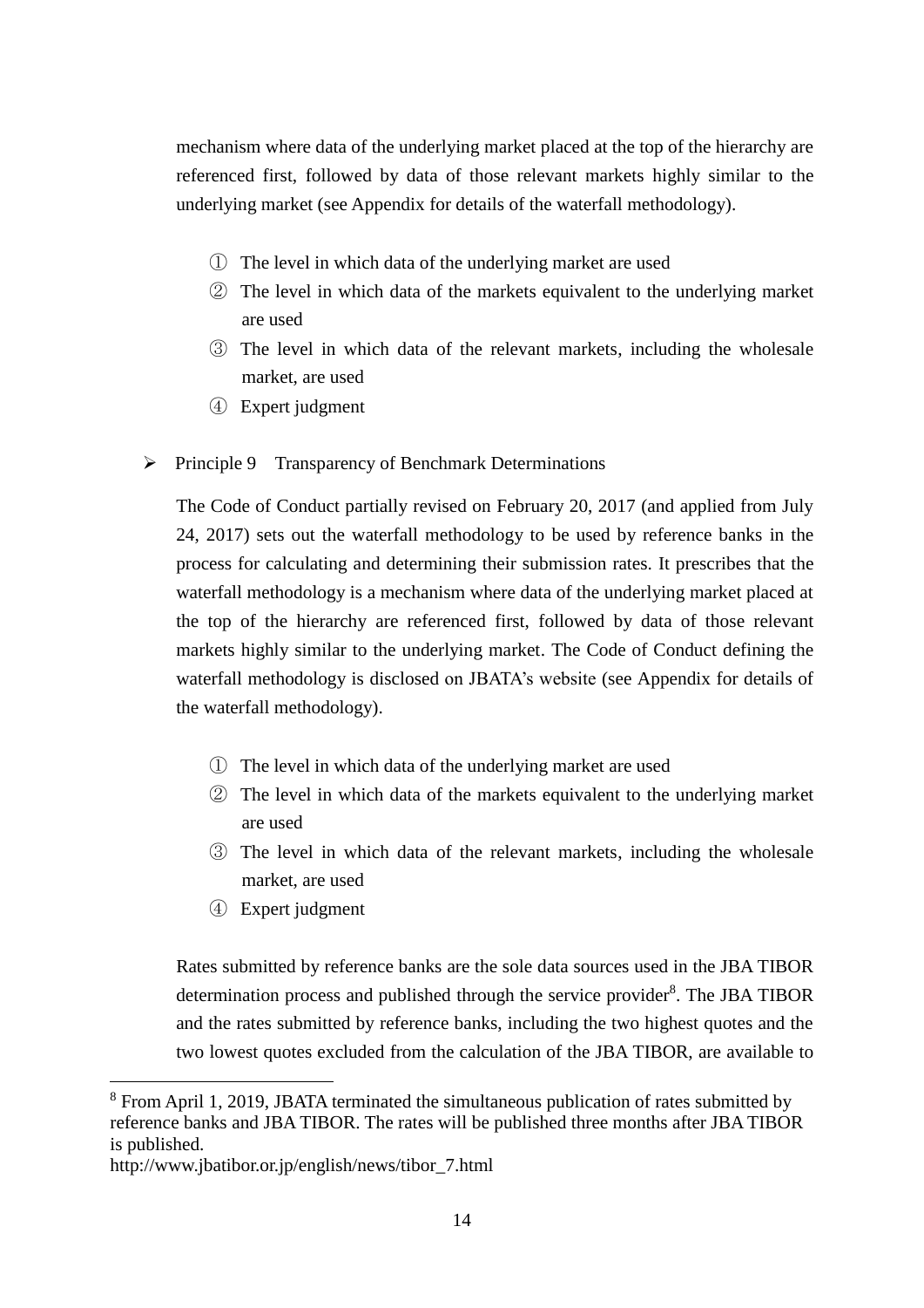mechanism where data of the underlying market placed at the top of the hierarchy are referenced first, followed by data of those relevant markets highly similar to the underlying market (see Appendix for details of the waterfall methodology).

① The level in which data of the underlying market are used
② The level in which data of the markets equivalent to the underlying market are used
③ The level in which data of the relevant markets, including the wholesale market, are used
④ Expert judgment

- Principle 9　Transparency of Benchmark Determinations

The Code of Conduct partially revised on February 20, 2017 (and applied from July 24, 2017) sets out the waterfall methodology to be used by reference banks in the process for calculating and determining their submission rates. It prescribes that the waterfall methodology is a mechanism where data of the underlying market placed at the top of the hierarchy are referenced first, followed by data of those relevant markets highly similar to the underlying market. The Code of Conduct defining the waterfall methodology is disclosed on JBATA's website (see Appendix for details of the waterfall methodology).

① The level in which data of the underlying market are used
② The level in which data of the markets equivalent to the underlying market are used
③ The level in which data of the relevant markets, including the wholesale market, are used
④ Expert judgment

Rates submitted by reference banks are the sole data sources used in the JBA TIBOR determination process and published through the service provider[8]. The JBA TIBOR and the rates submitted by reference banks, including the two highest quotes and the two lowest quotes excluded from the calculation of the JBA TIBOR, are available to

[8] From April 1, 2019, JBATA terminated the simultaneous publication of rates submitted by reference banks and JBA TIBOR. The rates will be published three months after JBA TIBOR is published.
http://www.jbatibor.or.jp/english/news/tibor_7.html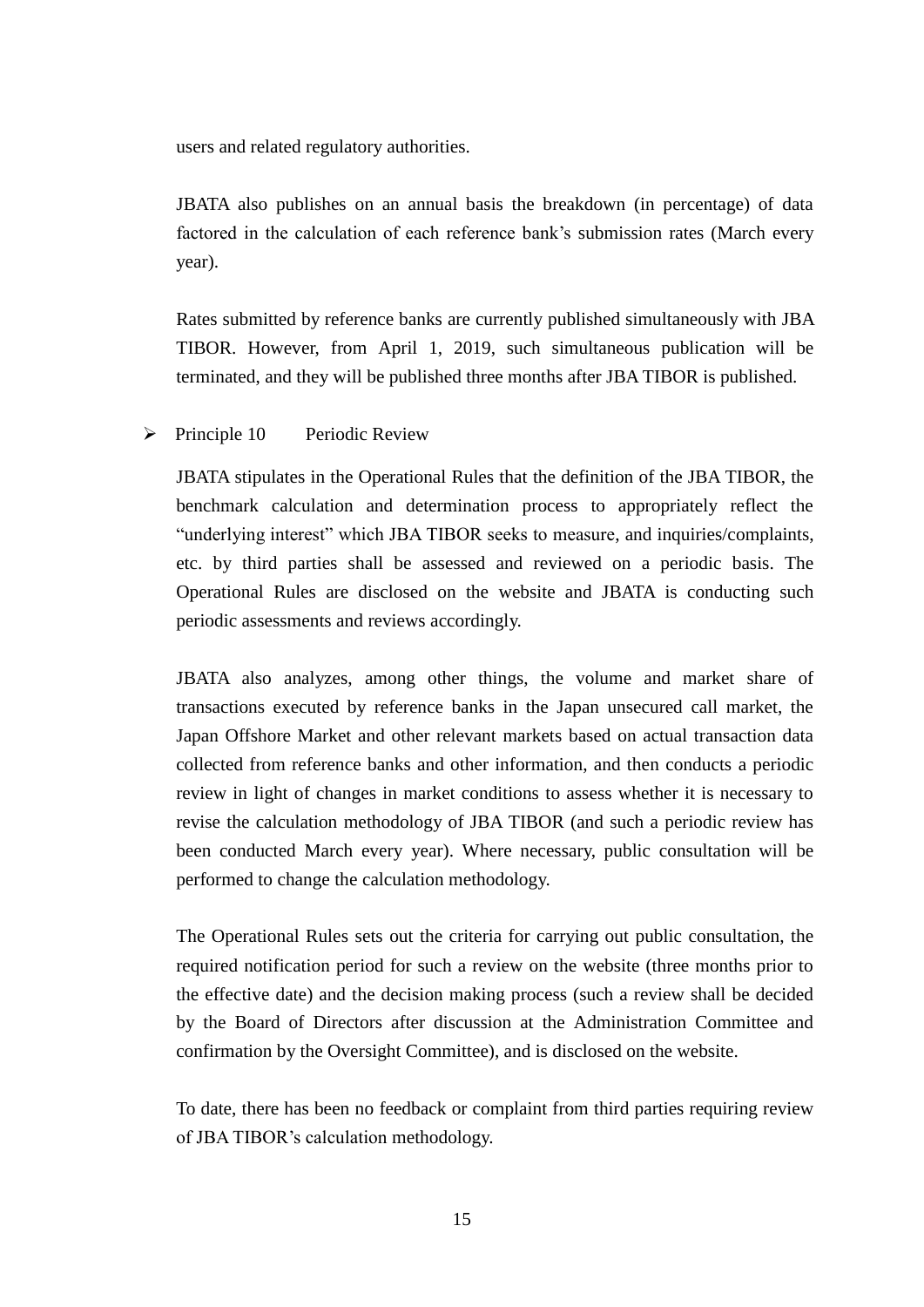users and related regulatory authorities.

JBATA also publishes on an annual basis the breakdown (in percentage) of data factored in the calculation of each reference bank's submission rates (March every year).

Rates submitted by reference banks are currently published simultaneously with JBA TIBOR. However, from April 1, 2019, such simultaneous publication will be terminated, and they will be published three months after JBA TIBOR is published.

- Principle 10 Periodic Review

JBATA stipulates in the Operational Rules that the definition of the JBA TIBOR, the benchmark calculation and determination process to appropriately reflect the "underlying interest" which JBA TIBOR seeks to measure, and inquiries/complaints, etc. by third parties shall be assessed and reviewed on a periodic basis. The Operational Rules are disclosed on the website and JBATA is conducting such periodic assessments and reviews accordingly.

JBATA also analyzes, among other things, the volume and market share of transactions executed by reference banks in the Japan unsecured call market, the Japan Offshore Market and other relevant markets based on actual transaction data collected from reference banks and other information, and then conducts a periodic review in light of changes in market conditions to assess whether it is necessary to revise the calculation methodology of JBA TIBOR (and such a periodic review has been conducted March every year). Where necessary, public consultation will be performed to change the calculation methodology.

The Operational Rules sets out the criteria for carrying out public consultation, the required notification period for such a review on the website (three months prior to the effective date) and the decision making process (such a review shall be decided by the Board of Directors after discussion at the Administration Committee and confirmation by the Oversight Committee), and is disclosed on the website.

To date, there has been no feedback or complaint from third parties requiring review of JBA TIBOR's calculation methodology.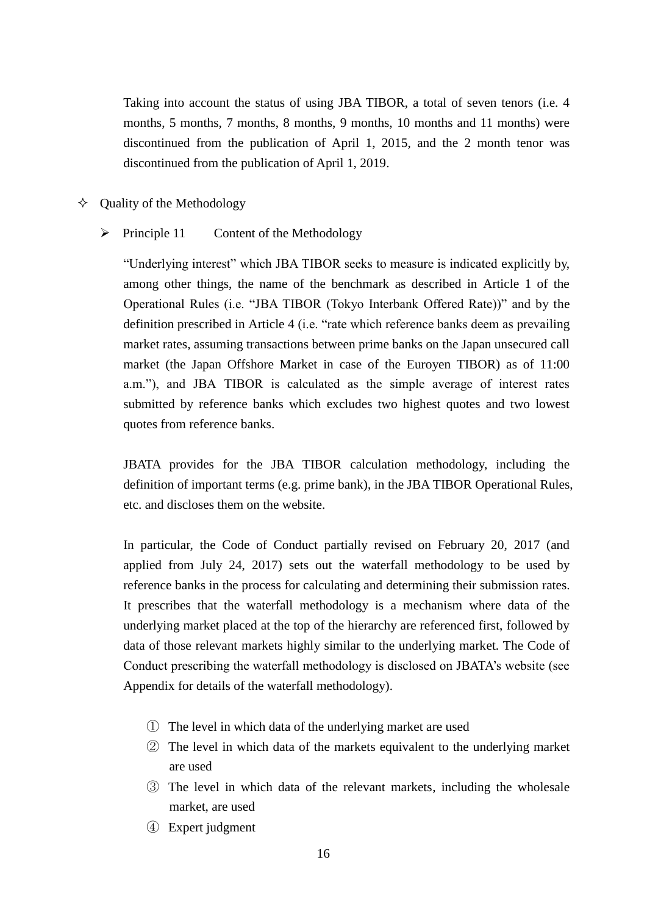Taking into account the status of using JBA TIBOR, a total of seven tenors (i.e. 4 months, 5 months, 7 months, 8 months, 9 months, 10 months and 11 months) were discontinued from the publication of April 1, 2015, and the 2 month tenor was discontinued from the publication of April 1, 2019.

- ✧ Quality of the Methodology

  - ➢ Principle 11 Content of the Methodology

“Underlying interest” which JBA TIBOR seeks to measure is indicated explicitly by, among other things, the name of the benchmark as described in Article 1 of the Operational Rules (i.e. “JBA TIBOR (Tokyo Interbank Offered Rate))” and by the definition prescribed in Article 4 (i.e. “rate which reference banks deem as prevailing market rates, assuming transactions between prime banks on the Japan unsecured call market (the Japan Offshore Market in case of the Euroyen TIBOR) as of 11:00 a.m.”), and JBA TIBOR is calculated as the simple average of interest rates submitted by reference banks which excludes two highest quotes and two lowest quotes from reference banks.

JBATA provides for the JBA TIBOR calculation methodology, including the definition of important terms (e.g. prime bank), in the JBA TIBOR Operational Rules, etc. and discloses them on the website.

In particular, the Code of Conduct partially revised on February 20, 2017 (and applied from July 24, 2017) sets out the waterfall methodology to be used by reference banks in the process for calculating and determining their submission rates. It prescribes that the waterfall methodology is a mechanism where data of the underlying market placed at the top of the hierarchy are referenced first, followed by data of those relevant markets highly similar to the underlying market. The Code of Conduct prescribing the waterfall methodology is disclosed on JBATA’s website (see Appendix for details of the waterfall methodology).

① The level in which data of the underlying market are used
② The level in which data of the markets equivalent to the underlying market are used
③ The level in which data of the relevant markets, including the wholesale market, are used
④ Expert judgment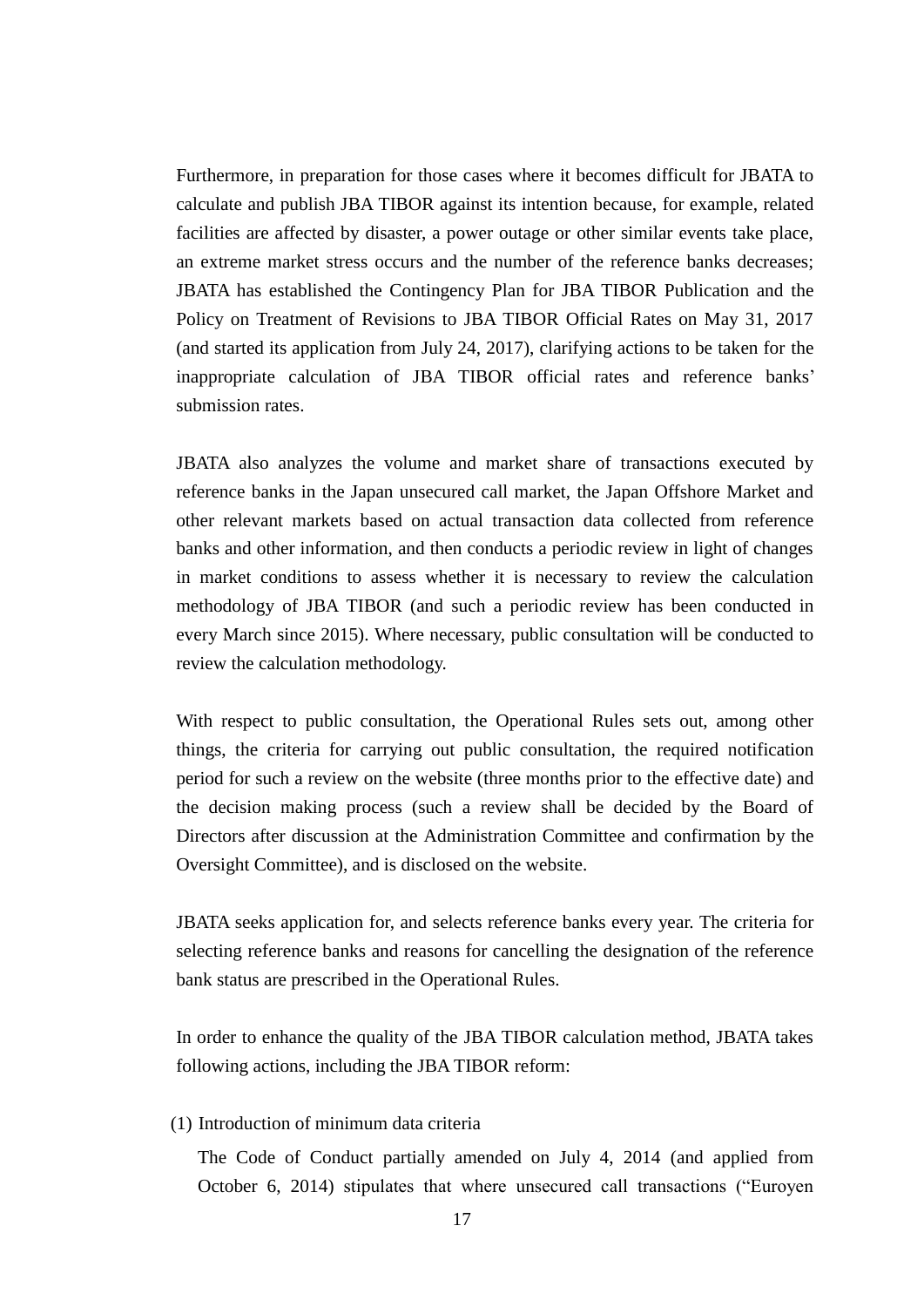Furthermore, in preparation for those cases where it becomes difficult for JBATA to calculate and publish JBA TIBOR against its intention because, for example, related facilities are affected by disaster, a power outage or other similar events take place, an extreme market stress occurs and the number of the reference banks decreases; JBATA has established the Contingency Plan for JBA TIBOR Publication and the Policy on Treatment of Revisions to JBA TIBOR Official Rates on May 31, 2017 (and started its application from July 24, 2017), clarifying actions to be taken for the inappropriate calculation of JBA TIBOR official rates and reference banks' submission rates.

JBATA also analyzes the volume and market share of transactions executed by reference banks in the Japan unsecured call market, the Japan Offshore Market and other relevant markets based on actual transaction data collected from reference banks and other information, and then conducts a periodic review in light of changes in market conditions to assess whether it is necessary to review the calculation methodology of JBA TIBOR (and such a periodic review has been conducted in every March since 2015). Where necessary, public consultation will be conducted to review the calculation methodology.

With respect to public consultation, the Operational Rules sets out, among other things, the criteria for carrying out public consultation, the required notification period for such a review on the website (three months prior to the effective date) and the decision making process (such a review shall be decided by the Board of Directors after discussion at the Administration Committee and confirmation by the Oversight Committee), and is disclosed on the website.

JBATA seeks application for, and selects reference banks every year. The criteria for selecting reference banks and reasons for cancelling the designation of the reference bank status are prescribed in the Operational Rules.

In order to enhance the quality of the JBA TIBOR calculation method, JBATA takes following actions, including the JBA TIBOR reform:

(1) Introduction of minimum data criteria

The Code of Conduct partially amended on July 4, 2014 (and applied from October 6, 2014) stipulates that where unsecured call transactions ("Euroyen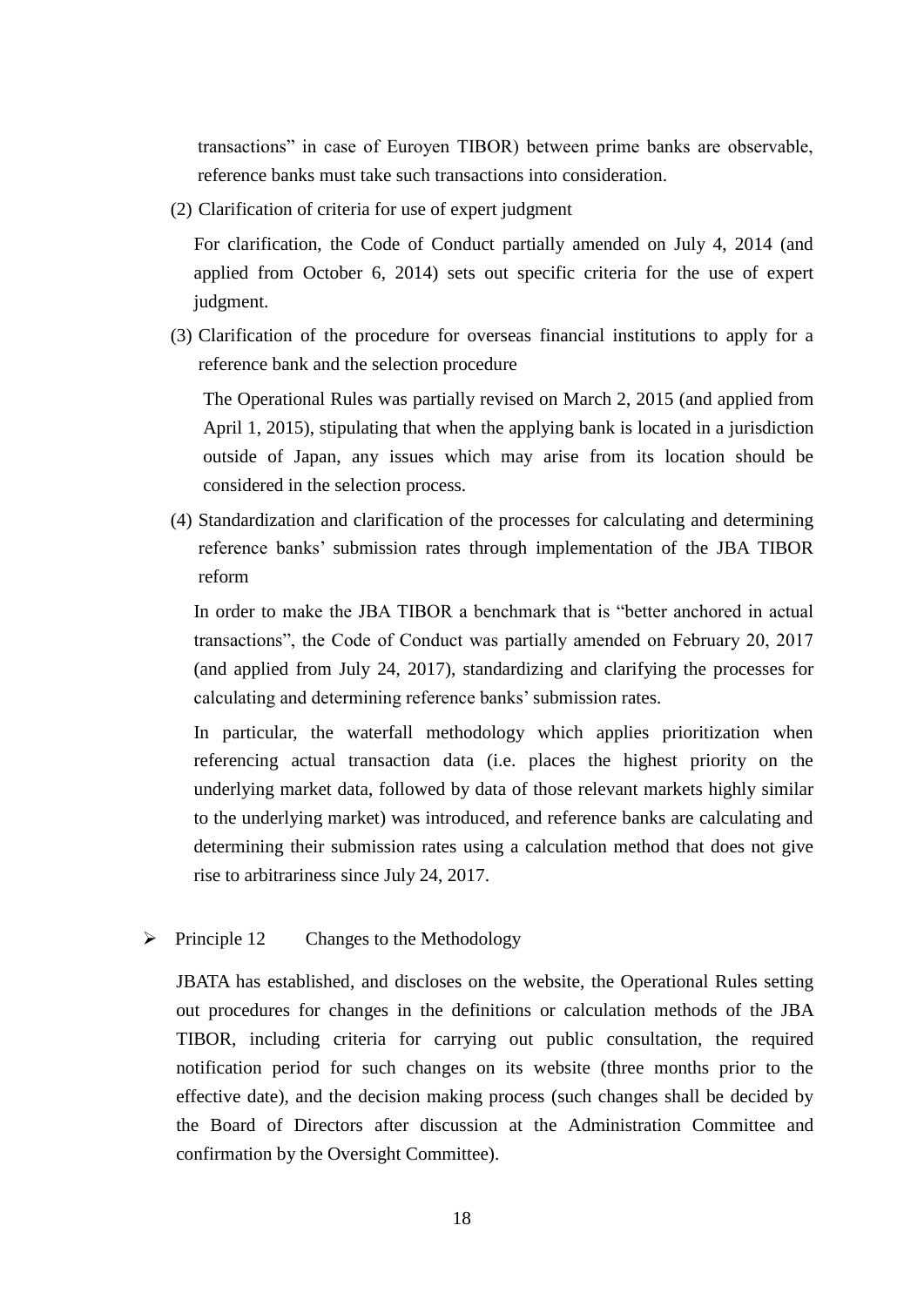transactions" in case of Euroyen TIBOR) between prime banks are observable, reference banks must take such transactions into consideration.

(2) Clarification of criteria for use of expert judgment

For clarification, the Code of Conduct partially amended on July 4, 2014 (and applied from October 6, 2014) sets out specific criteria for the use of expert judgment.

(3) Clarification of the procedure for overseas financial institutions to apply for a reference bank and the selection procedure

The Operational Rules was partially revised on March 2, 2015 (and applied from April 1, 2015), stipulating that when the applying bank is located in a jurisdiction outside of Japan, any issues which may arise from its location should be considered in the selection process.

(4) Standardization and clarification of the processes for calculating and determining reference banks' submission rates through implementation of the JBA TIBOR reform

In order to make the JBA TIBOR a benchmark that is "better anchored in actual transactions", the Code of Conduct was partially amended on February 20, 2017 (and applied from July 24, 2017), standardizing and clarifying the processes for calculating and determining reference banks' submission rates.

In particular, the waterfall methodology which applies prioritization when referencing actual transaction data (i.e. places the highest priority on the underlying market data, followed by data of those relevant markets highly similar to the underlying market) was introduced, and reference banks are calculating and determining their submission rates using a calculation method that does not give rise to arbitrariness since July 24, 2017.

- Principle 12 Changes to the Methodology

JBATA has established, and discloses on the website, the Operational Rules setting out procedures for changes in the definitions or calculation methods of the JBA TIBOR, including criteria for carrying out public consultation, the required notification period for such changes on its website (three months prior to the effective date), and the decision making process (such changes shall be decided by the Board of Directors after discussion at the Administration Committee and confirmation by the Oversight Committee).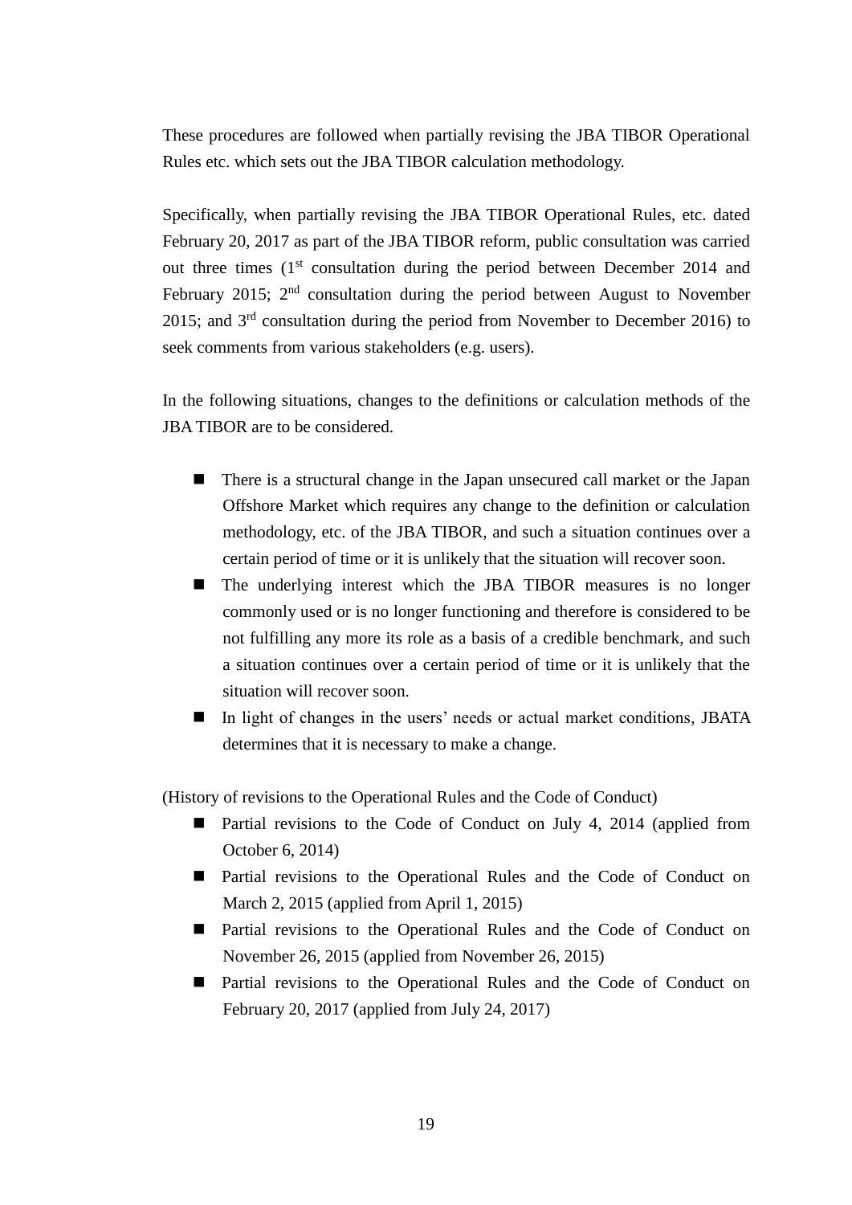These procedures are followed when partially revising the JBA TIBOR Operational Rules etc. which sets out the JBA TIBOR calculation methodology.

Specifically, when partially revising the JBA TIBOR Operational Rules, etc. dated February 20, 2017 as part of the JBA TIBOR reform, public consultation was carried out three times (1st consultation during the period between December 2014 and February 2015; 2nd consultation during the period between August to November 2015; and 3rd consultation during the period from November to December 2016) to seek comments from various stakeholders (e.g. users).

In the following situations, changes to the definitions or calculation methods of the JBA TIBOR are to be considered.

- There is a structural change in the Japan unsecured call market or the Japan Offshore Market which requires any change to the definition or calculation methodology, etc. of the JBA TIBOR, and such a situation continues over a certain period of time or it is unlikely that the situation will recover soon.
- The underlying interest which the JBA TIBOR measures is no longer commonly used or is no longer functioning and therefore is considered to be not fulfilling any more its role as a basis of a credible benchmark, and such a situation continues over a certain period of time or it is unlikely that the situation will recover soon.
- In light of changes in the users' needs or actual market conditions, JBATA determines that it is necessary to make a change.

(History of revisions to the Operational Rules and the Code of Conduct)

- Partial revisions to the Code of Conduct on July 4, 2014 (applied from October 6, 2014)
- Partial revisions to the Operational Rules and the Code of Conduct on March 2, 2015 (applied from April 1, 2015)
- Partial revisions to the Operational Rules and the Code of Conduct on November 26, 2015 (applied from November 26, 2015)
- Partial revisions to the Operational Rules and the Code of Conduct on February 20, 2017 (applied from July 24, 2017)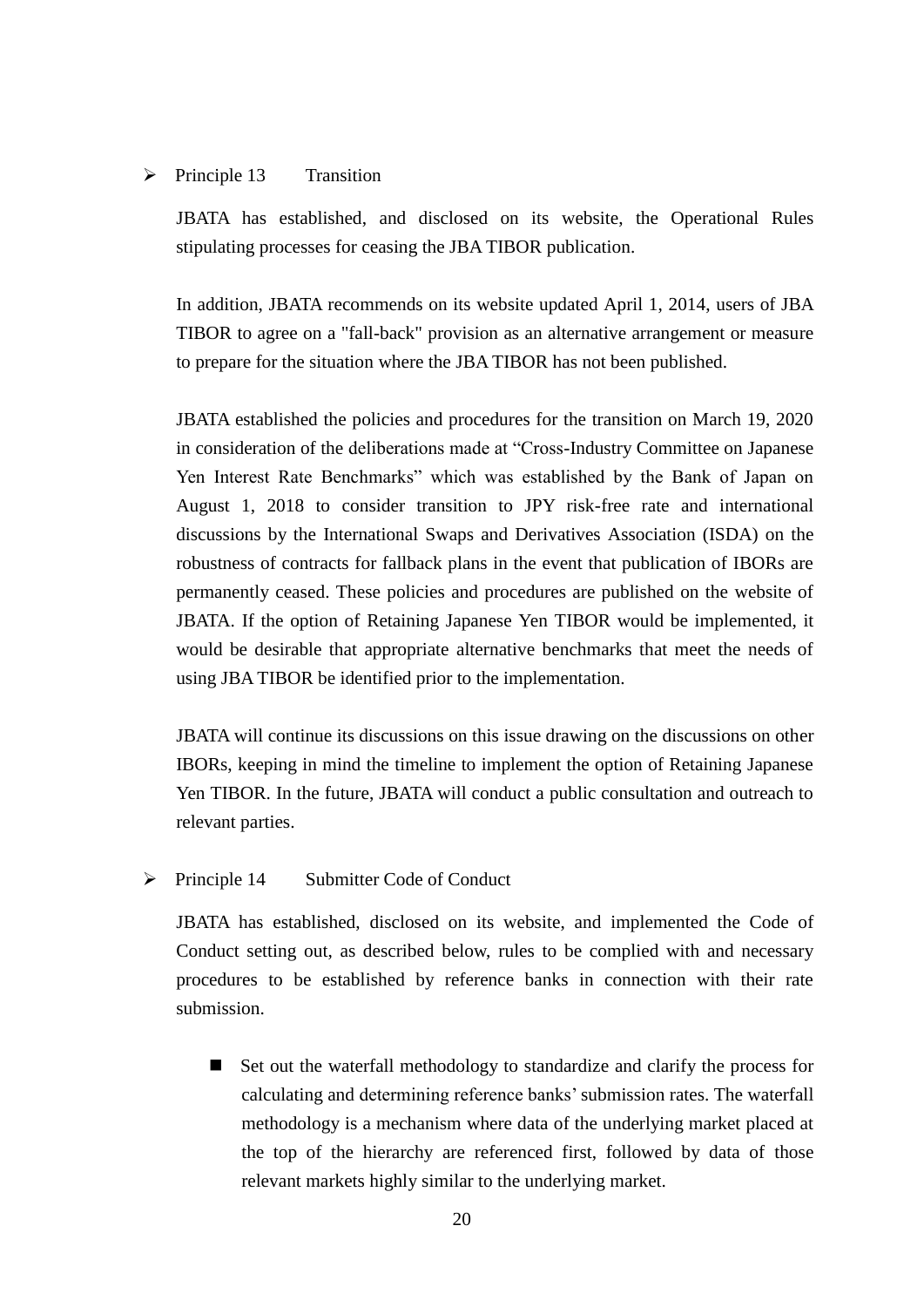- Principle 13 Transition

  JBATA has established, and disclosed on its website, the Operational Rules stipulating processes for ceasing the JBA TIBOR publication.

  In addition, JBATA recommends on its website updated April 1, 2014, users of JBA TIBOR to agree on a "fall-back" provision as an alternative arrangement or measure to prepare for the situation where the JBA TIBOR has not been published.

  JBATA established the policies and procedures for the transition on March 19, 2020 in consideration of the deliberations made at "Cross-Industry Committee on Japanese Yen Interest Rate Benchmarks" which was established by the Bank of Japan on August 1, 2018 to consider transition to JPY risk-free rate and international discussions by the International Swaps and Derivatives Association (ISDA) on the robustness of contracts for fallback plans in the event that publication of IBORs are permanently ceased. These policies and procedures are published on the website of JBATA. If the option of Retaining Japanese Yen TIBOR would be implemented, it would be desirable that appropriate alternative benchmarks that meet the needs of using JBA TIBOR be identified prior to the implementation.

  JBATA will continue its discussions on this issue drawing on the discussions on other IBORs, keeping in mind the timeline to implement the option of Retaining Japanese Yen TIBOR. In the future, JBATA will conduct a public consultation and outreach to relevant parties.

- Principle 14 Submitter Code of Conduct

  JBATA has established, disclosed on its website, and implemented the Code of Conduct setting out, as described below, rules to be complied with and necessary procedures to be established by reference banks in connection with their rate submission.

  - Set out the waterfall methodology to standardize and clarify the process for calculating and determining reference banks' submission rates. The waterfall methodology is a mechanism where data of the underlying market placed at the top of the hierarchy are referenced first, followed by data of those relevant markets highly similar to the underlying market.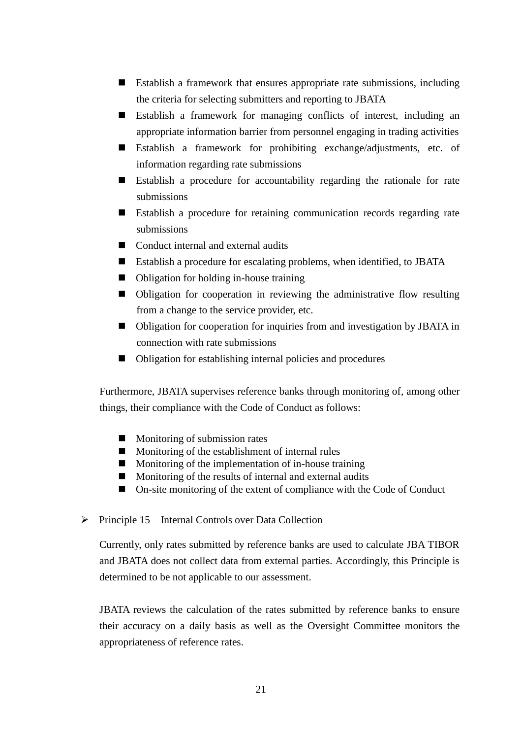- Establish a framework that ensures appropriate rate submissions, including the criteria for selecting submitters and reporting to JBATA
- Establish a framework for managing conflicts of interest, including an appropriate information barrier from personnel engaging in trading activities
- Establish a framework for prohibiting exchange/adjustments, etc. of information regarding rate submissions
- Establish a procedure for accountability regarding the rationale for rate submissions
- Establish a procedure for retaining communication records regarding rate submissions
- Conduct internal and external audits
- Establish a procedure for escalating problems, when identified, to JBATA
- Obligation for holding in-house training
- Obligation for cooperation in reviewing the administrative flow resulting from a change to the service provider, etc.
- Obligation for cooperation for inquiries from and investigation by JBATA in connection with rate submissions
- Obligation for establishing internal policies and procedures

Furthermore, JBATA supervises reference banks through monitoring of, among other things, their compliance with the Code of Conduct as follows:

- Monitoring of submission rates
- Monitoring of the establishment of internal rules
- Monitoring of the implementation of in-house training
- Monitoring of the results of internal and external audits
- On-site monitoring of the extent of compliance with the Code of Conduct

- Principle 15 Internal Controls over Data Collection

  Currently, only rates submitted by reference banks are used to calculate JBA TIBOR and JBATA does not collect data from external parties. Accordingly, this Principle is determined to be not applicable to our assessment.

  JBATA reviews the calculation of the rates submitted by reference banks to ensure their accuracy on a daily basis as well as the Oversight Committee monitors the appropriateness of reference rates.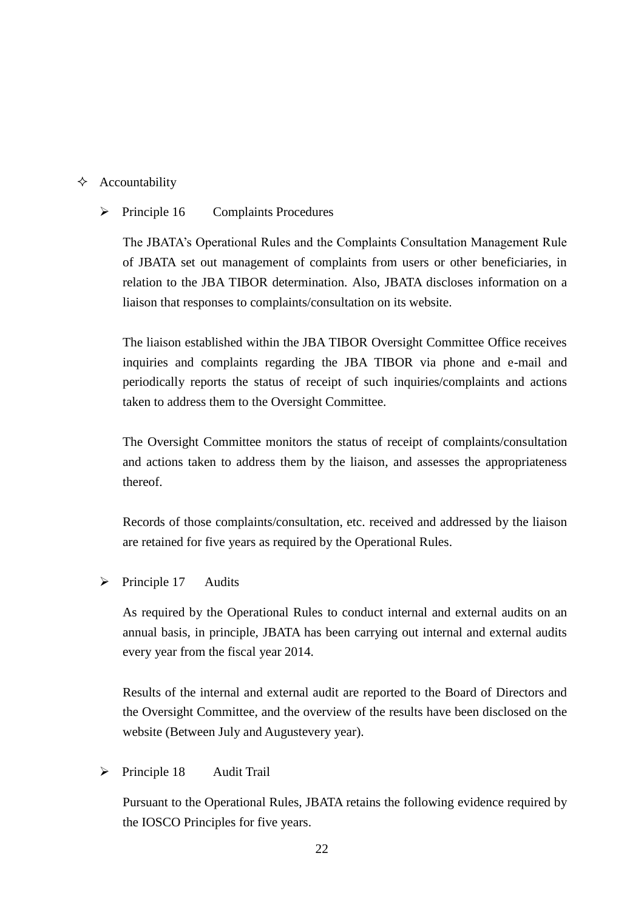- Accountability

  - Principle 16 Complaints Procedures

    The JBATA's Operational Rules and the Complaints Consultation Management Rule of JBATA set out management of complaints from users or other beneficiaries, in relation to the JBA TIBOR determination. Also, JBATA discloses information on a liaison that responses to complaints/consultation on its website.

    The liaison established within the JBA TIBOR Oversight Committee Office receives inquiries and complaints regarding the JBA TIBOR via phone and e-mail and periodically reports the status of receipt of such inquiries/complaints and actions taken to address them to the Oversight Committee.

    The Oversight Committee monitors the status of receipt of complaints/consultation and actions taken to address them by the liaison, and assesses the appropriateness thereof.

    Records of those complaints/consultation, etc. received and addressed by the liaison are retained for five years as required by the Operational Rules.

  - Principle 17 Audits

    As required by the Operational Rules to conduct internal and external audits on an annual basis, in principle, JBATA has been carrying out internal and external audits every year from the fiscal year 2014.

    Results of the internal and external audit are reported to the Board of Directors and the Oversight Committee, and the overview of the results have been disclosed on the website (Between July and Augustevery year).

  - Principle 18 Audit Trail

    Pursuant to the Operational Rules, JBATA retains the following evidence required by the IOSCO Principles for five years.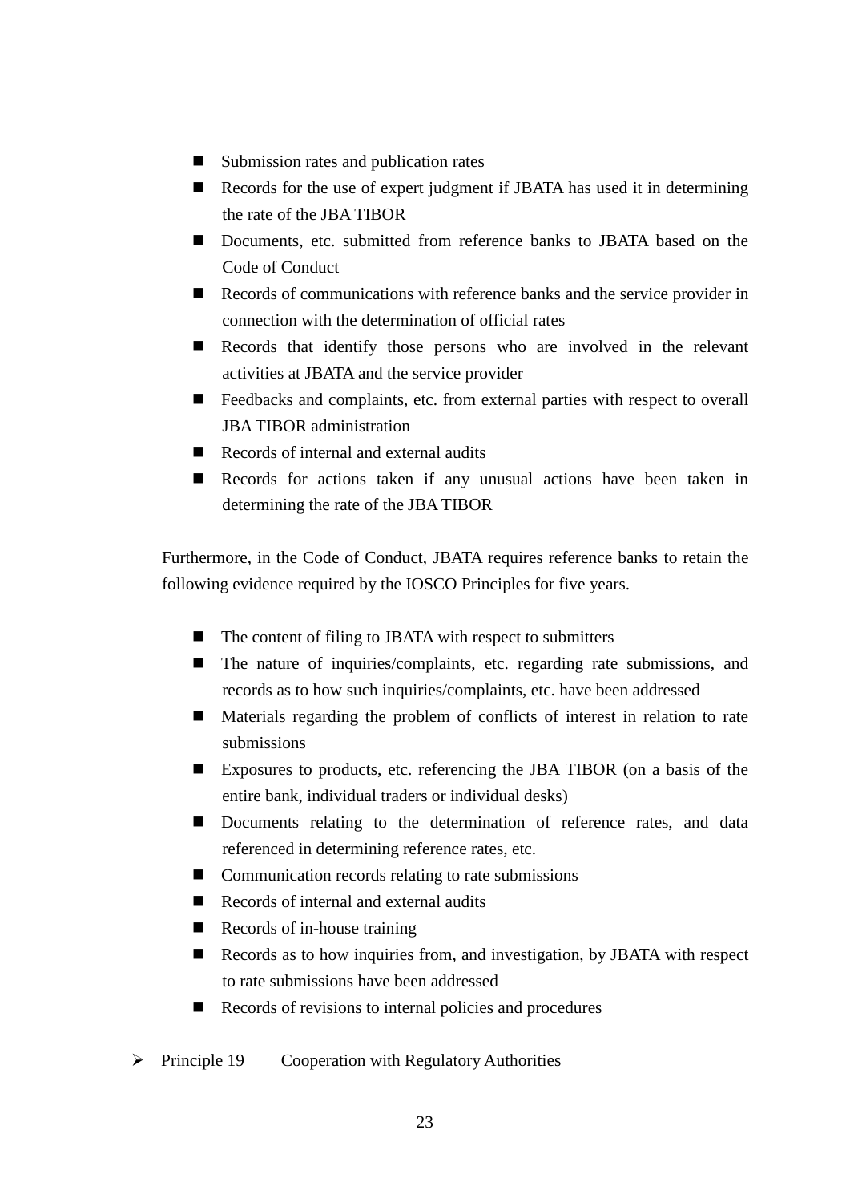- Submission rates and publication rates
- Records for the use of expert judgment if JBATA has used it in determining the rate of the JBA TIBOR
- Documents, etc. submitted from reference banks to JBATA based on the Code of Conduct
- Records of communications with reference banks and the service provider in connection with the determination of official rates
- Records that identify those persons who are involved in the relevant activities at JBATA and the service provider
- Feedbacks and complaints, etc. from external parties with respect to overall JBA TIBOR administration
- Records of internal and external audits
- Records for actions taken if any unusual actions have been taken in determining the rate of the JBA TIBOR

Furthermore, in the Code of Conduct, JBATA requires reference banks to retain the following evidence required by the IOSCO Principles for five years.

- The content of filing to JBATA with respect to submitters
- The nature of inquiries/complaints, etc. regarding rate submissions, and records as to how such inquiries/complaints, etc. have been addressed
- Materials regarding the problem of conflicts of interest in relation to rate submissions
- Exposures to products, etc. referencing the JBA TIBOR (on a basis of the entire bank, individual traders or individual desks)
- Documents relating to the determination of reference rates, and data referenced in determining reference rates, etc.
- Communication records relating to rate submissions
- Records of internal and external audits
- Records of in-house training
- Records as to how inquiries from, and investigation, by JBATA with respect to rate submissions have been addressed
- Records of revisions to internal policies and procedures

➢ Principle 19 Cooperation with Regulatory Authorities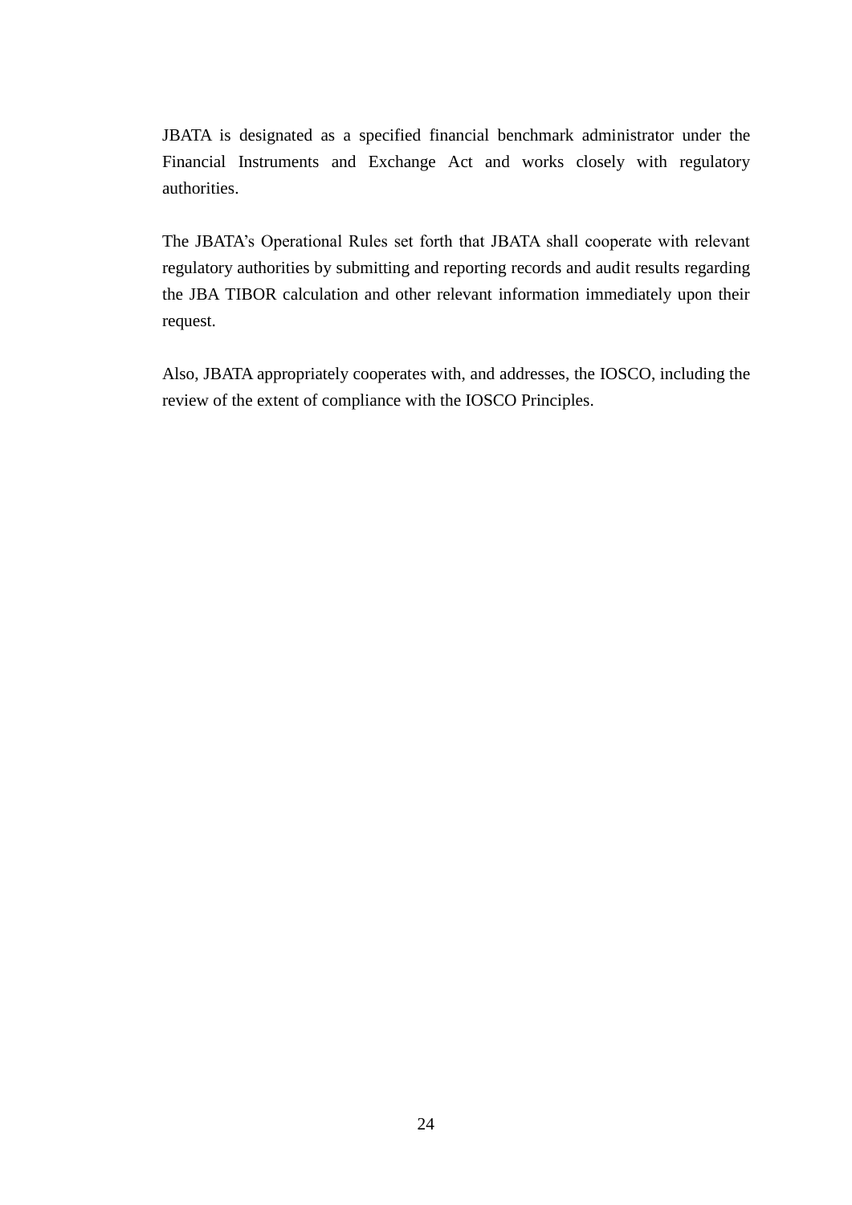JBATA is designated as a specified financial benchmark administrator under the Financial Instruments and Exchange Act and works closely with regulatory authorities.

The JBATA's Operational Rules set forth that JBATA shall cooperate with relevant regulatory authorities by submitting and reporting records and audit results regarding the JBA TIBOR calculation and other relevant information immediately upon their request.

Also, JBATA appropriately cooperates with, and addresses, the IOSCO, including the review of the extent of compliance with the IOSCO Principles.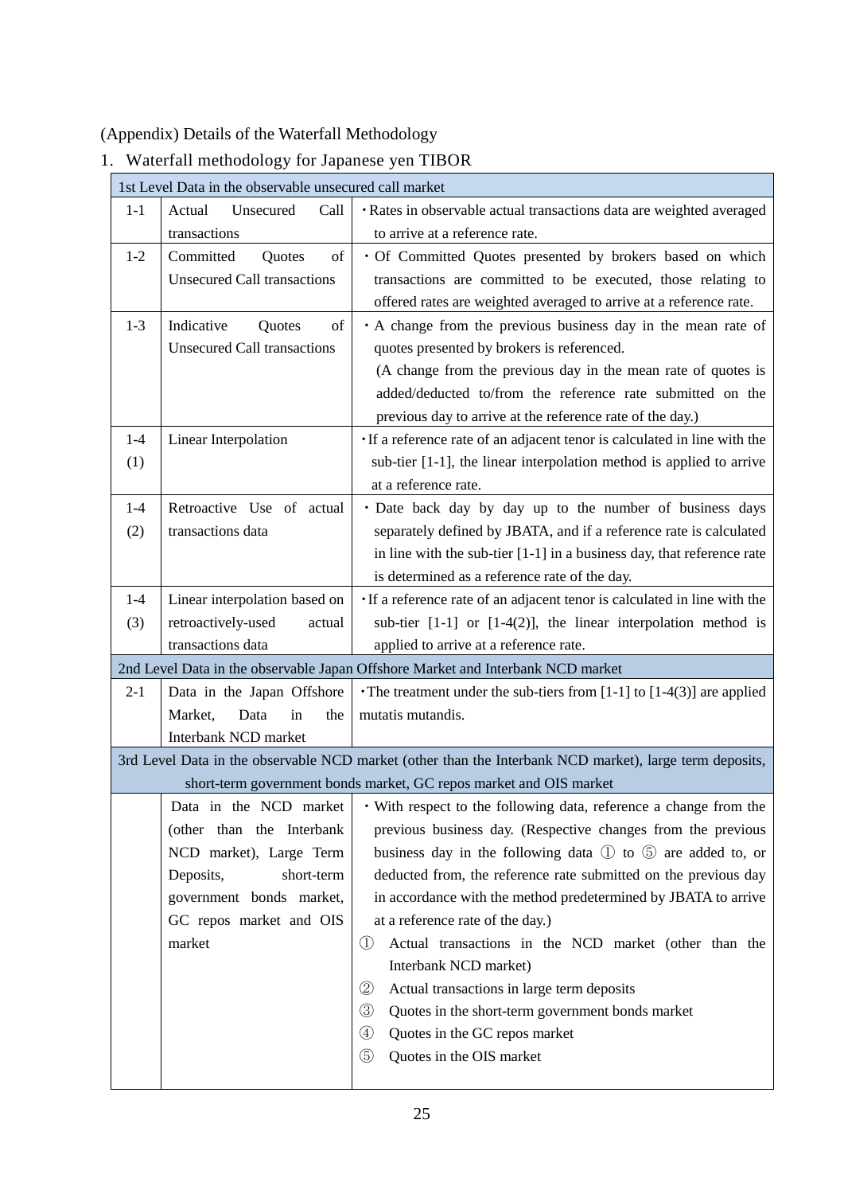(Appendix) Details of the Waterfall Methodology

1. Waterfall methodology for Japanese yen TIBOR

| 1st Level Data in the observable unsecured call market | | |
|---|---|---|
| 1-1 | Actual Unsecured Call transactions | ・Rates in observable actual transactions data are weighted averaged to arrive at a reference rate. |
| 1-2 | Committed Quotes of Unsecured Call transactions | ・Of Committed Quotes presented by brokers based on which transactions are committed to be executed, those relating to offered rates are weighted averaged to arrive at a reference rate. |
| 1-3 | Indicative Quotes of Unsecured Call transactions | ・A change from the previous business day in the mean rate of quotes presented by brokers is referenced. (A change from the previous day in the mean rate of quotes is added/deducted to/from the reference rate submitted on the previous day to arrive at the reference rate of the day.) |
| 1-4 (1) | Linear Interpolation | ・If a reference rate of an adjacent tenor is calculated in line with the sub-tier [1-1], the linear interpolation method is applied to arrive at a reference rate. |
| 1-4 (2) | Retroactive Use of actual transactions data | ・Date back day by day up to the number of business days separately defined by JBATA, and if a reference rate is calculated in line with the sub-tier [1-1] in a business day, that reference rate is determined as a reference rate of the day. |
| 1-4 (3) | Linear interpolation based on retroactively-used actual transactions data | ・If a reference rate of an adjacent tenor is calculated in line with the sub-tier [1-1] or [1-4(2)], the linear interpolation method is applied to arrive at a reference rate. |
| **2nd Level Data in the observable Japan Offshore Market and Interbank NCD market** | | |
| 2-1 | Data in the Japan Offshore Market, Data in the Interbank NCD market | ・The treatment under the sub-tiers from [1-1] to [1-4(3)] are applied mutatis mutandis. |
| **3rd Level Data in the observable NCD market (other than the Interbank NCD market), large term deposits, short-term government bonds market, GC repos market and OIS market** | | |
| | Data in the NCD market (other than the Interbank NCD market), Large Term Deposits, short-term government bonds market, GC repos market and OIS market | ・With respect to the following data, reference a change from the previous business day. (Respective changes from the previous business day in the following data ① to ⑤ are added to, or deducted from, the reference rate submitted on the previous day in accordance with the method predetermined by JBATA to arrive at a reference rate of the day.)<br>① Actual transactions in the NCD market (other than the Interbank NCD market)<br>② Actual transactions in large term deposits<br>③ Quotes in the short-term government bonds market<br>④ Quotes in the GC repos market<br>⑤ Quotes in the OIS market |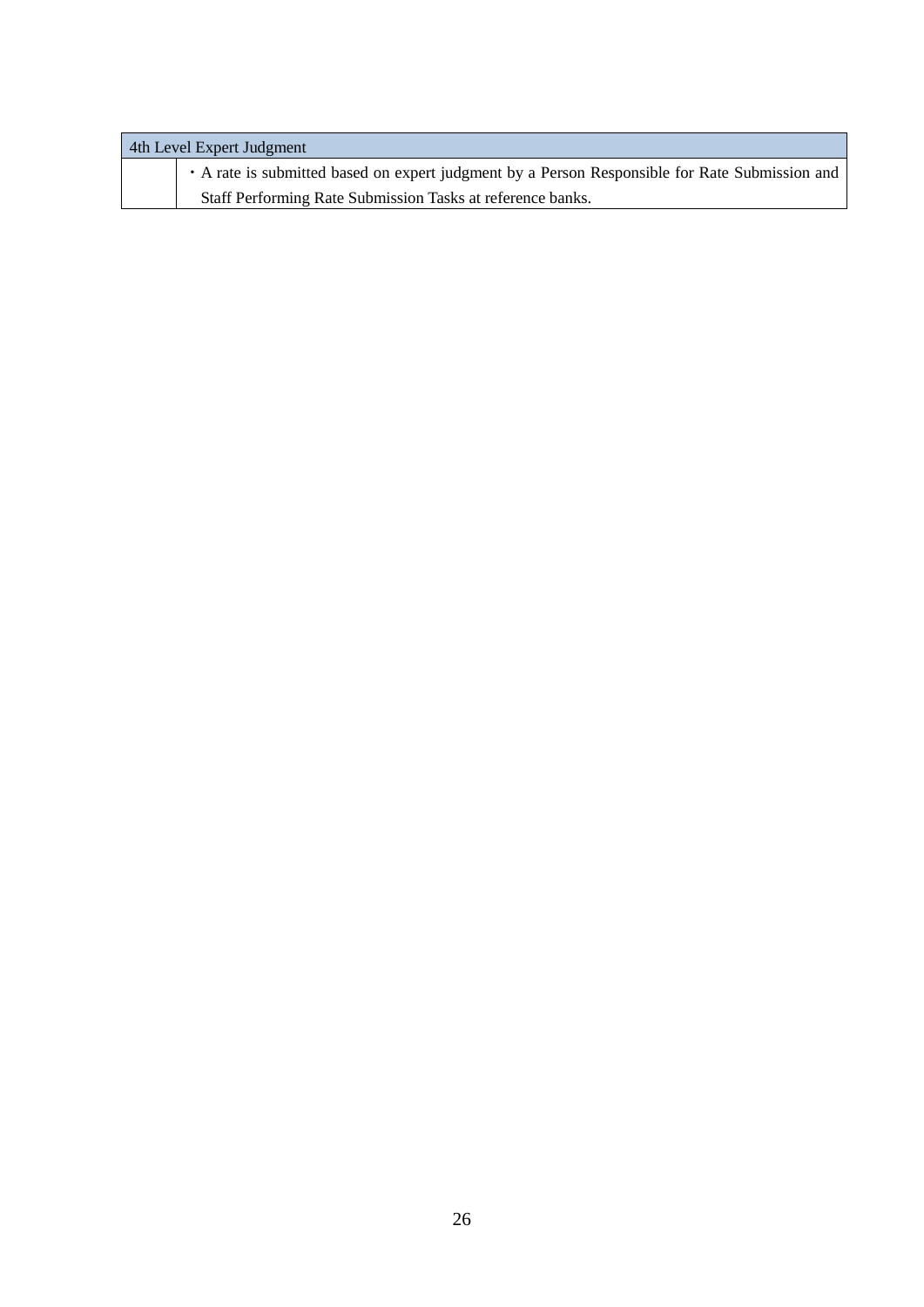| 4th Level Expert Judgment | |
|---|---|
| | ・A rate is submitted based on expert judgment by a Person Responsible for Rate Submission and Staff Performing Rate Submission Tasks at reference banks. |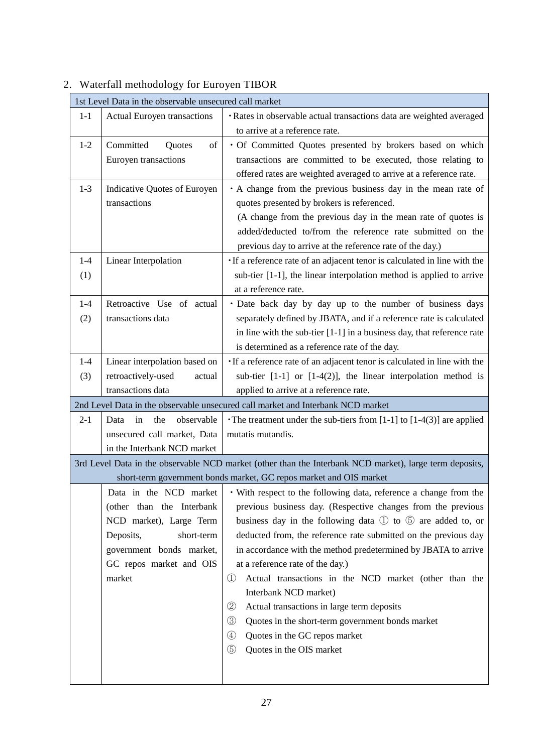## 2. Waterfall methodology for Euroyen TIBOR

| | | |
|---|---|---|
| **1st Level Data in the observable unsecured call market** | | |
| 1-1 | Actual Euroyen transactions | ・Rates in observable actual transactions data are weighted averaged to arrive at a reference rate. |
| 1-2 | Committed Quotes of Euroyen transactions | ・Of Committed Quotes presented by brokers based on which transactions are committed to be executed, those relating to offered rates are weighted averaged to arrive at a reference rate. |
| 1-3 | Indicative Quotes of Euroyen transactions | ・A change from the previous business day in the mean rate of quotes presented by brokers is referenced.<br>(A change from the previous day in the mean rate of quotes is added/deducted to/from the reference rate submitted on the previous day to arrive at the reference rate of the day.) |
| 1-4 (1) | Linear Interpolation | ・If a reference rate of an adjacent tenor is calculated in line with the sub-tier [1-1], the linear interpolation method is applied to arrive at a reference rate. |
| 1-4 (2) | Retroactive Use of actual transactions data | ・Date back day by day up to the number of business days separately defined by JBATA, and if a reference rate is calculated in line with the sub-tier [1-1] in a business day, that reference rate is determined as a reference rate of the day. |
| 1-4 (3) | Linear interpolation based on retroactively-used actual transactions data | ・If a reference rate of an adjacent tenor is calculated in line with the sub-tier [1-1] or [1-4(2)], the linear interpolation method is applied to arrive at a reference rate. |
| **2nd Level Data in the observable unsecured call market and Interbank NCD market** | | |
| 2-1 | Data in the observable unsecured call market, Data in the Interbank NCD market | ・The treatment under the sub-tiers from [1-1] to [1-4(3)] are applied mutatis mutandis. |
| **3rd Level Data in the observable NCD market (other than the Interbank NCD market), large term deposits, short-term government bonds market, GC repos market and OIS market** | | |
| | Data in the NCD market (other than the Interbank NCD market), Large Term Deposits, short-term government bonds market, GC repos market and OIS market | ・With respect to the following data, reference a change from the previous business day. (Respective changes from the previous business day in the following data ① to ⑤ are added to, or deducted from, the reference rate submitted on the previous day in accordance with the method predetermined by JBATA to arrive at a reference rate of the day.)<br>① Actual transactions in the NCD market (other than the Interbank NCD market)<br>② Actual transactions in large term deposits<br>③ Quotes in the short-term government bonds market<br>④ Quotes in the GC repos market<br>⑤ Quotes in the OIS market |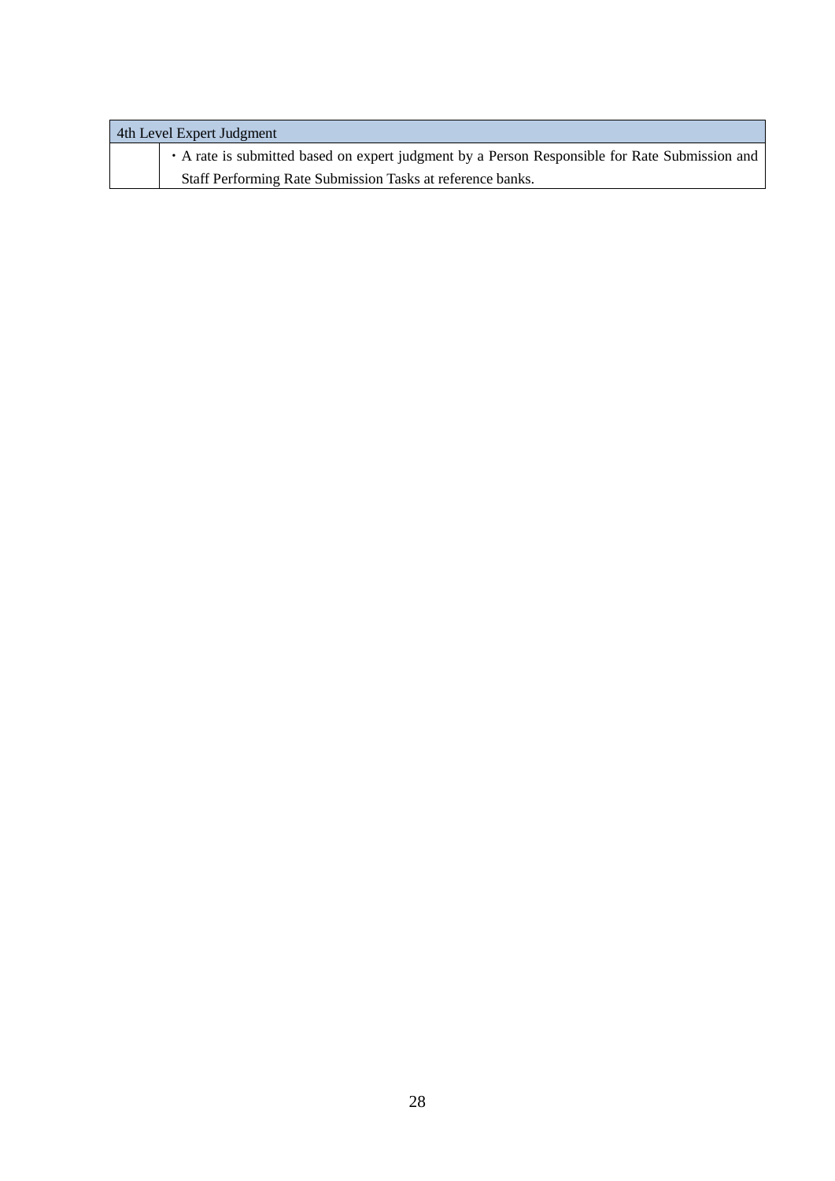| 4th Level Expert Judgment | |
|---|---|
| | ・A rate is submitted based on expert judgment by a Person Responsible for Rate Submission and Staff Performing Rate Submission Tasks at reference banks. |